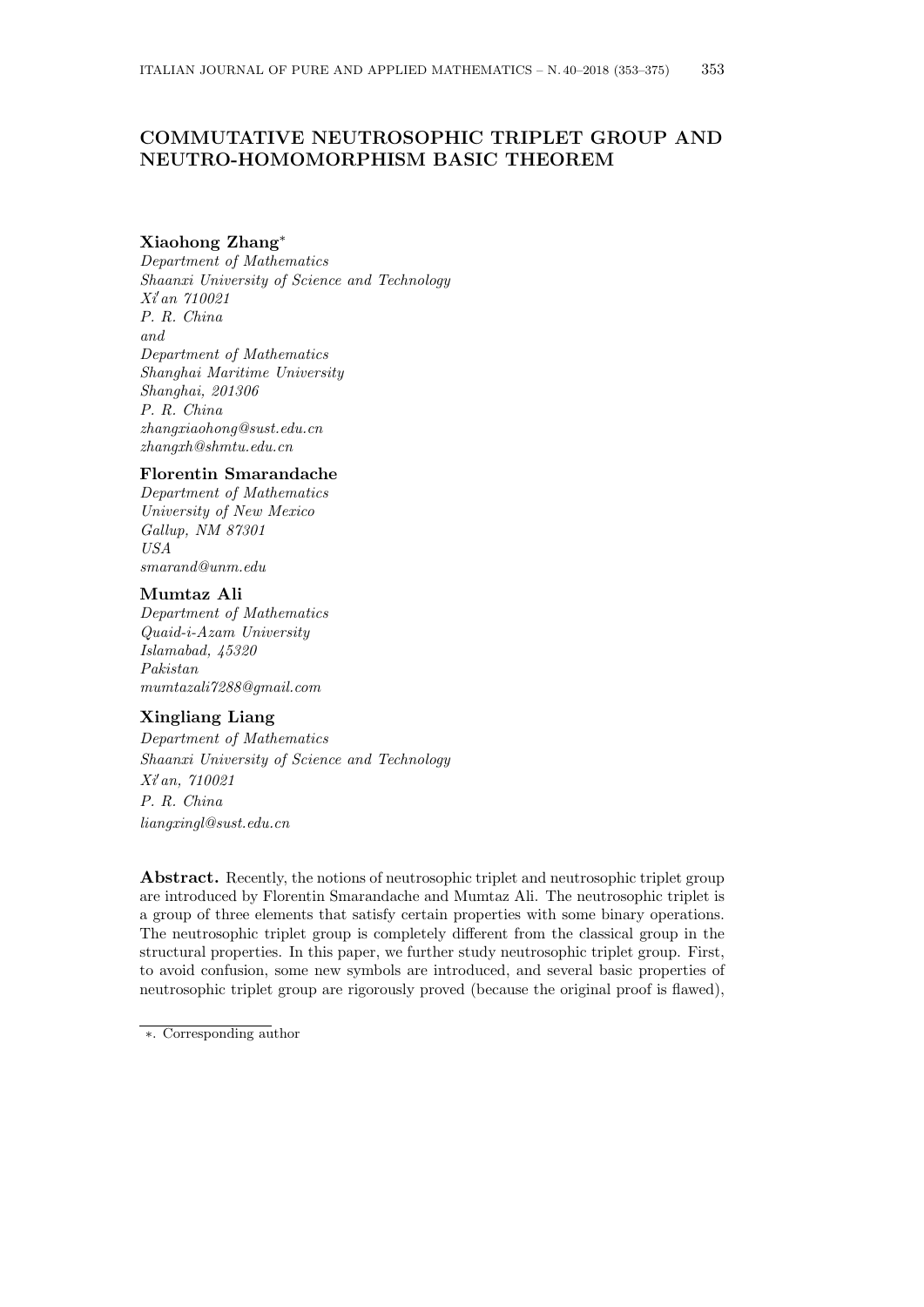# COMMUTATIVE NEUTROSOPHIC TRIPLET GROUP AND NEUTRO-HOMOMORPHISM BASIC THEOREM

**Xiaohong Zhang***
*Department of Mathematics*
*Shaanxi University of Science and Technology*
*Xi′an 710021*
*P. R. China*
*and*
*Department of Mathematics*
*Shanghai Maritime University*
*Shanghai, 201306*
*P. R. China*
*zhangxiaohong@sust.edu.cn*
*zhangxh@shmtu.edu.cn*

**Florentin Smarandache**
*Department of Mathematics*
*University of New Mexico*
*Gallup, NM 87301*
*USA*
*smarand@unm.edu*

**Mumtaz Ali**
*Department of Mathematics*
*Quaid-i-Azam University*
*Islamabad, 45320*
*Pakistan*
*mumtazali7288@gmail.com*

**Xingliang Liang**
*Department of Mathematics*
*Shaanxi University of Science and Technology*
*Xi′an, 710021*
*P. R. China*
*liangxingl@sust.edu.cn*

**Abstract.** Recently, the notions of neutrosophic triplet and neutrosophic triplet group are introduced by Florentin Smarandache and Mumtaz Ali. The neutrosophic triplet is a group of three elements that satisfy certain properties with some binary operations. The neutrosophic triplet group is completely different from the classical group in the structural properties. In this paper, we further study neutrosophic triplet group. First, to avoid confusion, some new symbols are introduced, and several basic properties of neutrosophic triplet group are rigorously proved (because the original proof is flawed),

*. Corresponding author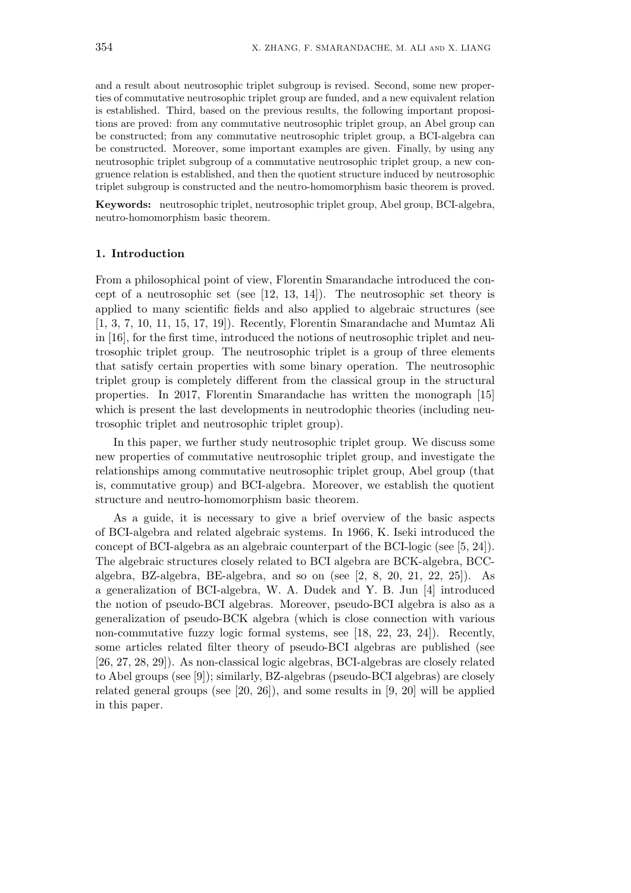and a result about neutrosophic triplet subgroup is revised. Second, some new properties of commutative neutrosophic triplet group are funded, and a new equivalent relation is established. Third, based on the previous results, the following important propositions are proved: from any commutative neutrosophic triplet group, an Abel group can be constructed; from any commutative neutrosophic triplet group, a BCI-algebra can be constructed. Moreover, some important examples are given. Finally, by using any neutrosophic triplet subgroup of a commutative neutrosophic triplet group, a new congruence relation is established, and then the quotient structure induced by neutrosophic triplet subgroup is constructed and the neutro-homomorphism basic theorem is proved.

**Keywords:** neutrosophic triplet, neutrosophic triplet group, Abel group, BCI-algebra, neutro-homomorphism basic theorem.

## 1. Introduction

From a philosophical point of view, Florentin Smarandache introduced the concept of a neutrosophic set (see [12, 13, 14]). The neutrosophic set theory is applied to many scientific fields and also applied to algebraic structures (see [1, 3, 7, 10, 11, 15, 17, 19]). Recently, Florentin Smarandache and Mumtaz Ali in [16], for the first time, introduced the notions of neutrosophic triplet and neutrosophic triplet group. The neutrosophic triplet is a group of three elements that satisfy certain properties with some binary operation. The neutrosophic triplet group is completely different from the classical group in the structural properties. In 2017, Florentin Smarandache has written the monograph [15] which is present the last developments in neutrodophic theories (including neutrosophic triplet and neutrosophic triplet group).

In this paper, we further study neutrosophic triplet group. We discuss some new properties of commutative neutrosophic triplet group, and investigate the relationships among commutative neutrosophic triplet group, Abel group (that is, commutative group) and BCI-algebra. Moreover, we establish the quotient structure and neutro-homomorphism basic theorem.

As a guide, it is necessary to give a brief overview of the basic aspects of BCI-algebra and related algebraic systems. In 1966, K. Iseki introduced the concept of BCI-algebra as an algebraic counterpart of the BCI-logic (see [5, 24]). The algebraic structures closely related to BCI algebra are BCK-algebra, BCC-algebra, BZ-algebra, BE-algebra, and so on (see [2, 8, 20, 21, 22, 25]). As a generalization of BCI-algebra, W. A. Dudek and Y. B. Jun [4] introduced the notion of pseudo-BCI algebras. Moreover, pseudo-BCI algebra is also as a generalization of pseudo-BCK algebra (which is close connection with various non-commutative fuzzy logic formal systems, see [18, 22, 23, 24]). Recently, some articles related filter theory of pseudo-BCI algebras are published (see [26, 27, 28, 29]). As non-classical logic algebras, BCI-algebras are closely related to Abel groups (see [9]); similarly, BZ-algebras (pseudo-BCI algebras) are closely related general groups (see [20, 26]), and some results in [9, 20] will be applied in this paper.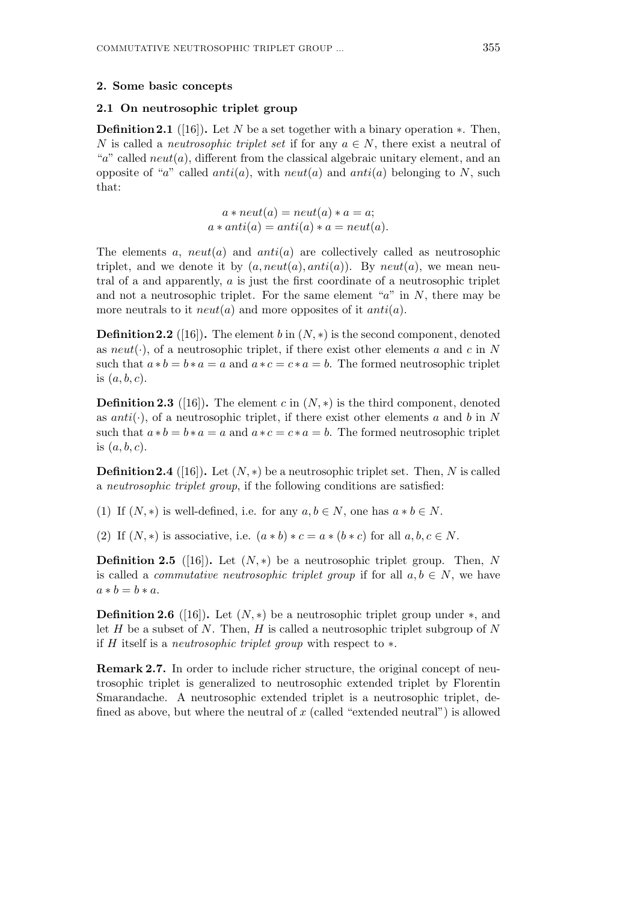## 2. Some basic concepts

### 2.1 On neutrosophic triplet group

**Definition 2.1** ([16])**.** Let $N$ be a set together with a binary operation $*$. Then, $N$ is called a *neutrosophic triplet set* if for any $a \in N$, there exist a neutral of "$a$" called $neut(a)$, different from the classical algebraic unitary element, and an opposite of "$a$" called $anti(a)$, with $neut(a)$ and $anti(a)$ belonging to $N$, such that:

$$a * neut(a) = neut(a) * a = a;$$
$$a * anti(a) = anti(a) * a = neut(a).$$

The elements $a$, $neut(a)$ and $anti(a)$ are collectively called as neutrosophic triplet, and we denote it by $(a, neut(a), anti(a))$. By $neut(a)$, we mean neutral of a and apparently, $a$ is just the first coordinate of a neutrosophic triplet and not a neutrosophic triplet. For the same element "$a$" in $N$, there may be more neutrals to it $neut(a)$ and more opposites of it $anti(a)$.

**Definition 2.2** ([16])**.** The element $b$ in $(N, *)$ is the second component, denoted as $neut(\cdot)$, of a neutrosophic triplet, if there exist other elements $a$ and $c$ in $N$ such that $a * b = b * a = a$ and $a * c = c * a = b$. The formed neutrosophic triplet is $(a, b, c)$.

**Definition 2.3** ([16])**.** The element $c$ in $(N, *)$ is the third component, denoted as $anti(\cdot)$, of a neutrosophic triplet, if there exist other elements $a$ and $b$ in $N$ such that $a * b = b * a = a$ and $a * c = c * a = b$. The formed neutrosophic triplet is $(a, b, c)$.

**Definition 2.4** ([16])**.** Let $(N, *)$ be a neutrosophic triplet set. Then, $N$ is called a *neutrosophic triplet group*, if the following conditions are satisfied:

(1) If $(N, *)$ is well-defined, i.e. for any $a, b \in N$, one has $a * b \in N$.

(2) If $(N, *)$ is associative, i.e. $(a * b) * c = a * (b * c)$ for all $a, b, c \in N$.

**Definition 2.5** ([16])**.** Let $(N, *)$ be a neutrosophic triplet group. Then, $N$ is called a *commutative neutrosophic triplet group* if for all $a, b \in N$, we have $a * b = b * a$.

**Definition 2.6** ([16])**.** Let $(N, *)$ be a neutrosophic triplet group under $*$, and let $H$ be a subset of $N$. Then, $H$ is called a neutrosophic triplet subgroup of $N$ if $H$ itself is a *neutrosophic triplet group* with respect to $*$.

**Remark 2.7.** In order to include richer structure, the original concept of neutrosophic triplet is generalized to neutrosophic extended triplet by Florentin Smarandache. A neutrosophic extended triplet is a neutrosophic triplet, defined as above, but where the neutral of $x$ (called "extended neutral") is allowed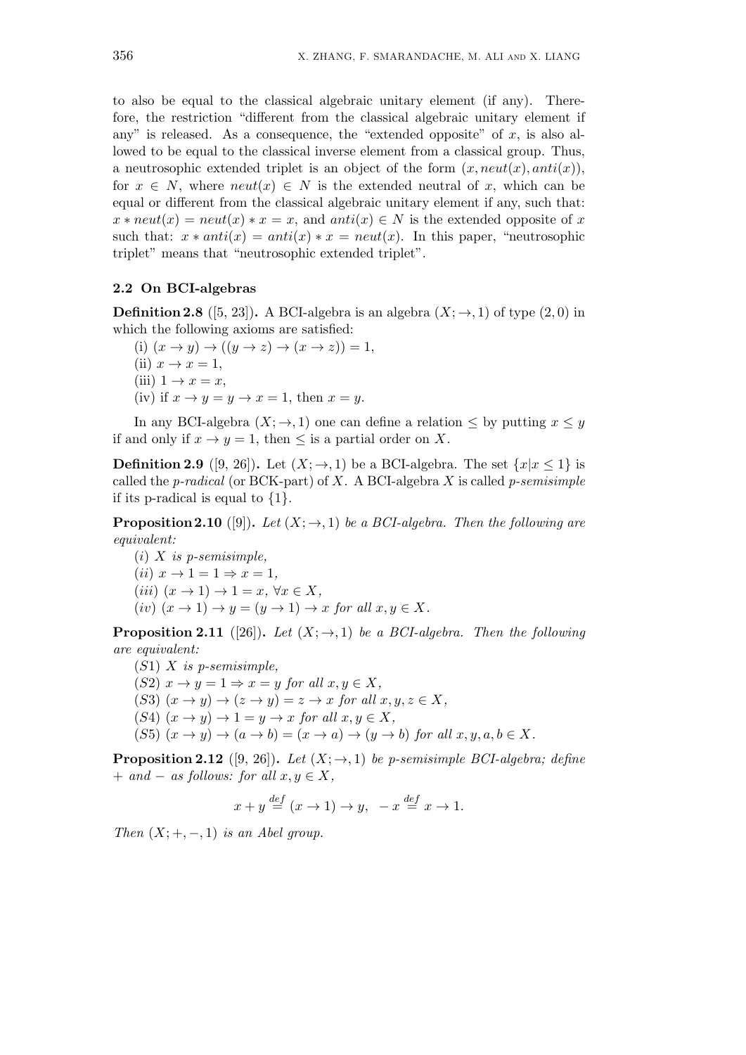to also be equal to the classical algebraic unitary element (if any). Therefore, the restriction "different from the classical algebraic unitary element if any" is released. As a consequence, the "extended opposite" of $x$, is also allowed to be equal to the classical inverse element from a classical group. Thus, a neutrosophic extended triplet is an object of the form $(x, neut(x), anti(x))$, for $x \in N$, where $neut(x) \in N$ is the extended neutral of $x$, which can be equal or different from the classical algebraic unitary element if any, such that: $x * neut(x) = neut(x) * x = x$, and $anti(x) \in N$ is the extended opposite of $x$ such that: $x * anti(x) = anti(x) * x = neut(x)$. In this paper, "neutrosophic triplet" means that "neutrosophic extended triplet".

### 2.2 On BCI-algebras

**Definition 2.8** ([5, 23])**.** A BCI-algebra is an algebra $(X; \to, 1)$ of type $(2, 0)$ in which the following axioms are satisfied:

(i) $(x \to y) \to ((y \to z) \to (x \to z)) = 1$,

(ii) $x \to x = 1$,

(iii) $1 \to x = x$,

(iv) if $x \to y = y \to x = 1$, then $x = y$.

In any BCI-algebra $(X; \to, 1)$ one can define a relation $\leq$ by putting $x \leq y$ if and only if $x \to y = 1$, then $\leq$ is a partial order on $X$.

**Definition 2.9** ([9, 26])**.** Let $(X; \to, 1)$ be a BCI-algebra. The set $\{x|x \leq 1\}$ is called the *p-radical* (or BCK-part) of $X$. A BCI-algebra $X$ is called *p-semisimple* if its p-radical is equal to $\{1\}$.

**Proposition 2.10** ([9])**.** *Let $(X; \to, 1)$ be a BCI-algebra. Then the following are equivalent:*

($i$) *$X$ is p-semisimple,*

($ii$) $x \to 1 = 1 \Rightarrow x = 1$,

($iii$) $(x \to 1) \to 1 = x$, $\forall x \in X$,

($iv$) $(x \to 1) \to y = (y \to 1) \to x$ *for all* $x, y \in X$.

**Proposition 2.11** ([26])**.** *Let $(X; \to, 1)$ be a BCI-algebra. Then the following are equivalent:*

($S1$) *$X$ is p-semisimple,*

($S2$) $x \to y = 1 \Rightarrow x = y$ *for all* $x, y \in X$,

($S3$) $(x \to y) \to (z \to y) = z \to x$ *for all* $x, y, z \in X$,

($S4$) $(x \to y) \to 1 = y \to x$ *for all* $x, y \in X$,

($S5$) $(x \to y) \to (a \to b) = (x \to a) \to (y \to b)$ *for all* $x, y, a, b \in X$.

**Proposition 2.12** ([9, 26])**.** *Let $(X; \to, 1)$ be p-semisimple BCI-algebra; define $+$ and $-$ as follows: for all $x, y \in X$,*

$$x + y \stackrel{def}{=} (x \to 1) \to y, \quad -x \stackrel{def}{=} x \to 1.$$

*Then $(X; +, -, 1)$ is an Abel group.*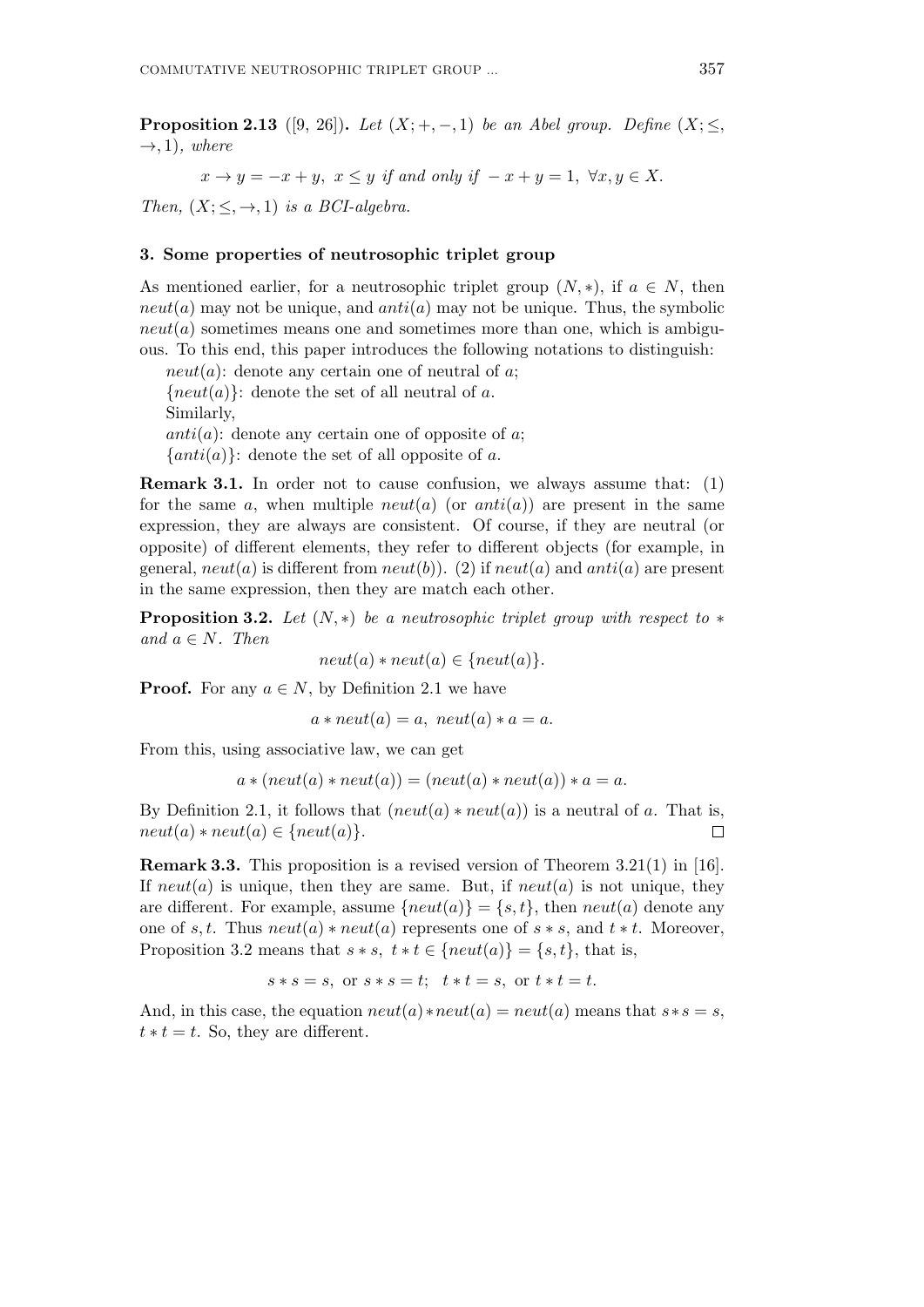**Proposition 2.13** ([9, 26]). *Let* $(X;+,-,1)$ *be an Abel group. Define* $(X;\leq, \rightarrow, 1)$*, where*

$$x \rightarrow y = -x + y,\ x \leq y \text{ if and only if } -x + y = 1,\ \forall x, y \in X.$$

*Then,* $(X;\leq,\rightarrow,1)$ *is a BCI-algebra.*

### 3. Some properties of neutrosophic triplet group

As mentioned earlier, for a neutrosophic triplet group $(N,*)$, if $a \in N$, then $neut(a)$ may not be unique, and $anti(a)$ may not be unique. Thus, the symbolic $neut(a)$ sometimes means one and sometimes more than one, which is ambiguous. To this end, this paper introduces the following notations to distinguish:

$neut(a)$: denote any certain one of neutral of $a$;

$\{neut(a)\}$: denote the set of all neutral of $a$.

Similarly,

$anti(a)$: denote any certain one of opposite of $a$;

$\{anti(a)\}$: denote the set of all opposite of $a$.

**Remark 3.1.** In order not to cause confusion, we always assume that: (1) for the same $a$, when multiple $neut(a)$ (or $anti(a)$) are present in the same expression, they are always are consistent. Of course, if they are neutral (or opposite) of different elements, they refer to different objects (for example, in general, $neut(a)$ is different from $neut(b)$). (2) if $neut(a)$ and $anti(a)$ are present in the same expression, then they are match each other.

**Proposition 3.2.** *Let* $(N,*)$ *be a neutrosophic triplet group with respect to* $*$ *and* $a \in N$*. Then*

$$neut(a) * neut(a) \in \{neut(a)\}.$$

**Proof.** For any $a \in N$, by Definition 2.1 we have

$$a * neut(a) = a,\ neut(a) * a = a.$$

From this, using associative law, we can get

$$a * (neut(a) * neut(a)) = (neut(a) * neut(a)) * a = a.$$

By Definition 2.1, it follows that $(neut(a) * neut(a))$ is a neutral of $a$. That is, $neut(a) * neut(a) \in \{neut(a)\}$. □

**Remark 3.3.** This proposition is a revised version of Theorem 3.21(1) in [16]. If $neut(a)$ is unique, then they are same. But, if $neut(a)$ is not unique, they are different. For example, assume $\{neut(a)\} = \{s,t\}$, then $neut(a)$ denote any one of $s,t$. Thus $neut(a) * neut(a)$ represents one of $s * s$, and $t * t$. Moreover, Proposition 3.2 means that $s * s,\ t * t \in \{neut(a)\} = \{s,t\}$, that is,

$$s * s = s, \text{ or } s * s = t;\ \ t * t = s, \text{ or } t * t = t.$$

And, in this case, the equation $neut(a) * neut(a) = neut(a)$ means that $s * s = s$, $t * t = t$. So, they are different.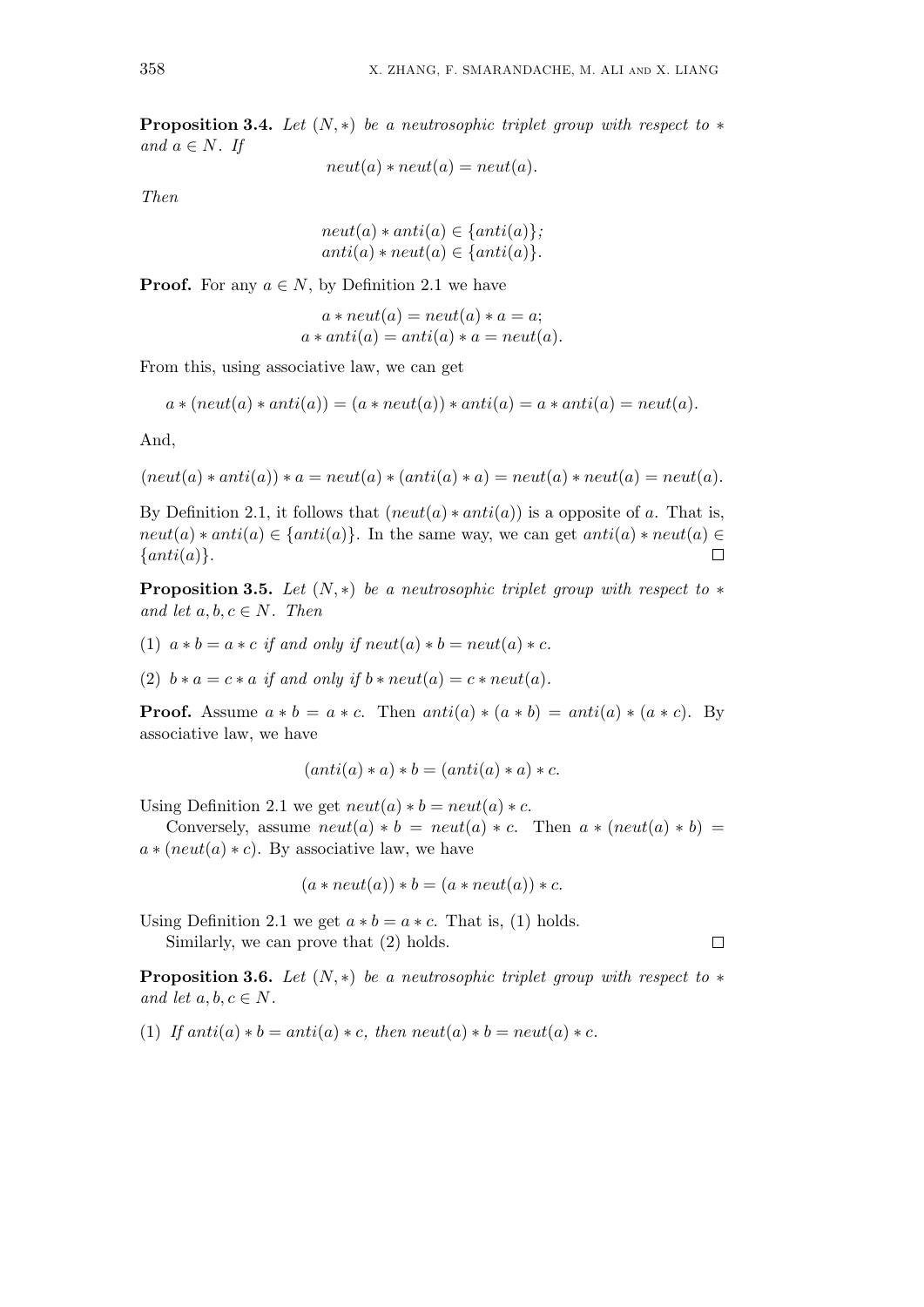**Proposition 3.4.** *Let $(N, *)$ be a neutrosophic triplet group with respect to $*$ and $a \in N$. If*

$$neut(a) * neut(a) = neut(a).$$

*Then*

$$neut(a) * anti(a) \in \{anti(a)\};$$
$$anti(a) * neut(a) \in \{anti(a)\}.$$

**Proof.** For any $a \in N$, by Definition 2.1 we have

$$a * neut(a) = neut(a) * a = a;$$
$$a * anti(a) = anti(a) * a = neut(a).$$

From this, using associative law, we can get

$$a * (neut(a) * anti(a)) = (a * neut(a)) * anti(a) = a * anti(a) = neut(a).$$

And,

$$(neut(a) * anti(a)) * a = neut(a) * (anti(a) * a) = neut(a) * neut(a) = neut(a).$$

By Definition 2.1, it follows that $(neut(a) * anti(a))$ is a opposite of $a$. That is, $neut(a) * anti(a) \in \{anti(a)\}$. In the same way, we can get $anti(a) * neut(a) \in \{anti(a)\}$. □

**Proposition 3.5.** *Let $(N, *)$ be a neutrosophic triplet group with respect to $*$ and let $a, b, c \in N$. Then*

(1) *$a * b = a * c$ if and only if $neut(a) * b = neut(a) * c$.*

(2) *$b * a = c * a$ if and only if $b * neut(a) = c * neut(a)$.*

**Proof.** Assume $a * b = a * c$. Then $anti(a) * (a * b) = anti(a) * (a * c)$. By associative law, we have

$$(anti(a) * a) * b = (anti(a) * a) * c.$$

Using Definition 2.1 we get $neut(a) * b = neut(a) * c$.

Conversely, assume $neut(a) * b = neut(a) * c$. Then $a * (neut(a) * b) = a * (neut(a) * c)$. By associative law, we have

$$(a * neut(a)) * b = (a * neut(a)) * c.$$

Using Definition 2.1 we get $a * b = a * c$. That is, (1) holds.

Similarly, we can prove that (2) holds. □

**Proposition 3.6.** *Let $(N, *)$ be a neutrosophic triplet group with respect to $*$ and let $a, b, c \in N$.*

(1) *If $anti(a) * b = anti(a) * c$, then $neut(a) * b = neut(a) * c$.*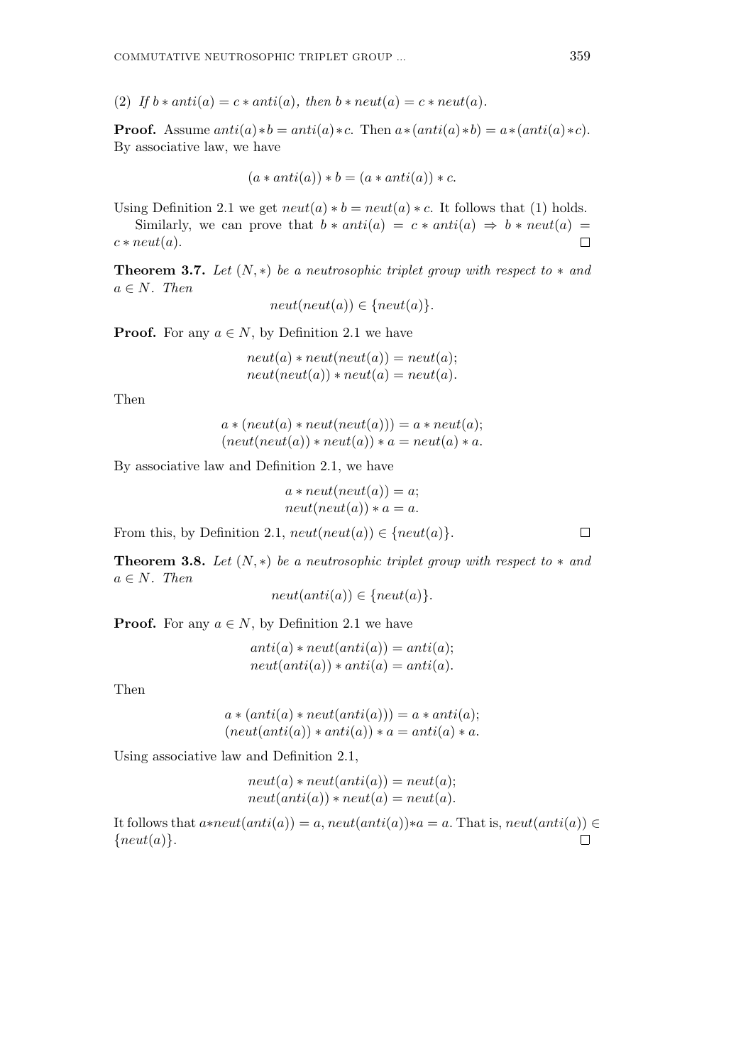(2) *If* $b * anti(a) = c * anti(a)$*, then* $b * neut(a) = c * neut(a)$*.*

**Proof.** Assume $anti(a) * b = anti(a) * c$. Then $a * (anti(a) * b) = a * (anti(a) * c)$. By associative law, we have

$$(a * anti(a)) * b = (a * anti(a)) * c.$$

Using Definition 2.1 we get $neut(a) * b = neut(a) * c$. It follows that (1) holds.

Similarly, we can prove that $b * anti(a) = c * anti(a) \Rightarrow b * neut(a) = c * neut(a)$. $\square$

**Theorem 3.7.** *Let* $(N, *)$ *be a neutrosophic triplet group with respect to* $*$ *and* $a \in N$*. Then*

$$neut(neut(a)) \in \{neut(a)\}.$$

**Proof.** For any $a \in N$, by Definition 2.1 we have

$$neut(a) * neut(neut(a)) = neut(a);$$
$$neut(neut(a)) * neut(a) = neut(a).$$

Then

$$a * (neut(a) * neut(neut(a))) = a * neut(a);$$
$$(neut(neut(a)) * neut(a)) * a = neut(a) * a.$$

By associative law and Definition 2.1, we have

$$a * neut(neut(a)) = a;$$
$$neut(neut(a)) * a = a.$$

From this, by Definition 2.1, $neut(neut(a)) \in \{neut(a)\}$. $\square$

**Theorem 3.8.** *Let* $(N, *)$ *be a neutrosophic triplet group with respect to* $*$ *and* $a \in N$*. Then*

$$neut(anti(a)) \in \{neut(a)\}.$$

**Proof.** For any $a \in N$, by Definition 2.1 we have

$$anti(a) * neut(anti(a)) = anti(a);$$
$$neut(anti(a)) * anti(a) = anti(a).$$

Then

$$a * (anti(a) * neut(anti(a))) = a * anti(a);$$
$$(neut(anti(a)) * anti(a)) * a = anti(a) * a.$$

Using associative law and Definition 2.1,

$$neut(a) * neut(anti(a)) = neut(a);$$
$$neut(anti(a)) * neut(a) = neut(a).$$

It follows that $a * neut(anti(a)) = a$, $neut(anti(a)) * a = a$. That is, $neut(anti(a)) \in \{neut(a)\}$. $\square$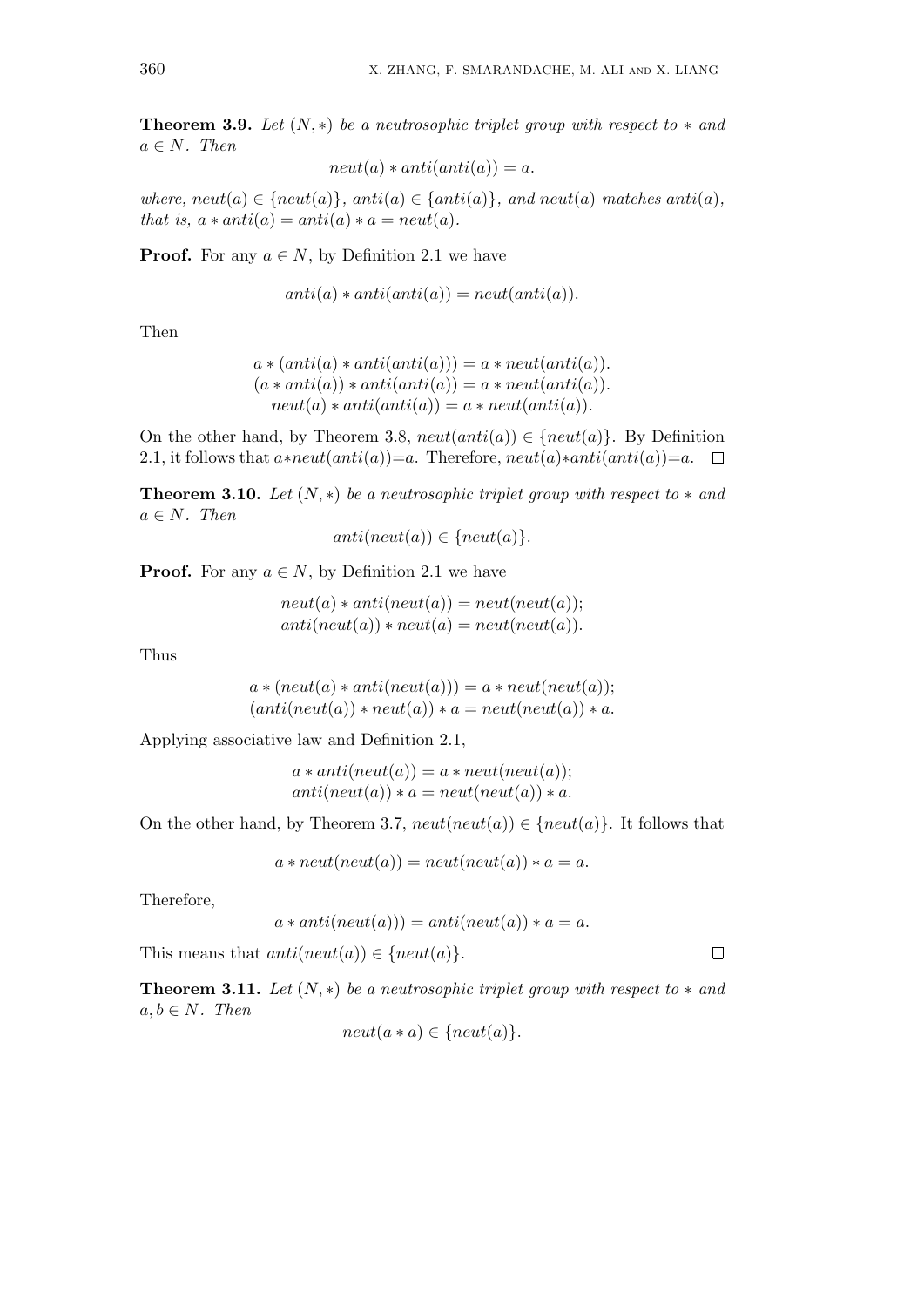**Theorem 3.9.** *Let $(N, *)$ be a neutrosophic triplet group with respect to $*$ and $a \in N$. Then*

$$neut(a) * anti(anti(a)) = a.$$

*where, $neut(a) \in \{neut(a)\}$, $anti(a) \in \{anti(a)\}$, and $neut(a)$ matches $anti(a)$, that is, $a * anti(a) = anti(a) * a = neut(a)$.*

**Proof.** For any $a \in N$, by Definition 2.1 we have

$$anti(a) * anti(anti(a)) = neut(anti(a)).$$

Then

$$a * (anti(a) * anti(anti(a))) = a * neut(anti(a)).$$
$$(a * anti(a)) * anti(anti(a)) = a * neut(anti(a)).$$
$$neut(a) * anti(anti(a)) = a * neut(anti(a)).$$

On the other hand, by Theorem 3.8, $neut(anti(a)) \in \{neut(a)\}$. By Definition 2.1, it follows that $a*neut(anti(a))=a$. Therefore, $neut(a)*anti(anti(a))=a$. □

**Theorem 3.10.** *Let $(N, *)$ be a neutrosophic triplet group with respect to $*$ and $a \in N$. Then*

$$anti(neut(a)) \in \{neut(a)\}.$$

**Proof.** For any $a \in N$, by Definition 2.1 we have

$$neut(a) * anti(neut(a)) = neut(neut(a));$$
$$anti(neut(a)) * neut(a) = neut(neut(a)).$$

Thus

$$a * (neut(a) * anti(neut(a))) = a * neut(neut(a));$$
$$(anti(neut(a)) * neut(a)) * a = neut(neut(a)) * a.$$

Applying associative law and Definition 2.1,

$$a * anti(neut(a)) = a * neut(neut(a));$$
$$anti(neut(a)) * a = neut(neut(a)) * a.$$

On the other hand, by Theorem 3.7, $neut(neut(a)) \in \{neut(a)\}$. It follows that

$$a * neut(neut(a)) = neut(neut(a)) * a = a.$$

Therefore,

$$a * anti(neut(a))) = anti(neut(a)) * a = a.$$

This means that $anti(neut(a)) \in \{neut(a)\}$. □

**Theorem 3.11.** *Let $(N, *)$ be a neutrosophic triplet group with respect to $*$ and $a, b \in N$. Then*

$$neut(a * a) \in \{neut(a)\}.$$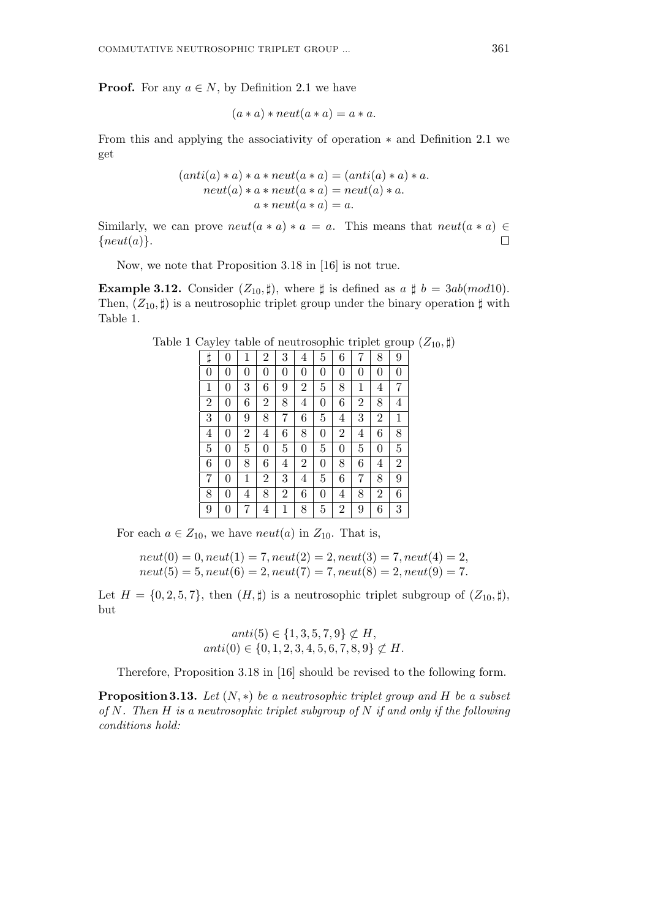**Proof.** For any $a \in N$, by Definition 2.1 we have

$$(a * a) * neut(a * a) = a * a.$$

From this and applying the associativity of operation $*$ and Definition 2.1 we get

$$\begin{aligned}(anti(a) * a) * a * neut(a * a) &= (anti(a) * a) * a.\\ neut(a) * a * neut(a * a) &= neut(a) * a.\\ a * neut(a * a) &= a.\end{aligned}$$

Similarly, we can prove $neut(a * a) * a = a$. This means that $neut(a * a) \in \{neut(a)\}$. $\square$

Now, we note that Proposition 3.18 in [16] is not true.

**Example 3.12.** Consider $(Z_{10}, \sharp)$, where $\sharp$ is defined as $a \sharp b = 3ab(mod 10)$. Then, $(Z_{10}, \sharp)$ is a neutrosophic triplet group under the binary operation $\sharp$ with Table 1.

Table 1 Cayley table of neutrosophic triplet group $(Z_{10}, \sharp)$

| $\sharp$ | 0 | 1 | 2 | 3 | 4 | 5 | 6 | 7 | 8 | 9 |
|---|---|---|---|---|---|---|---|---|---|---|
| 0 | 0 | 0 | 0 | 0 | 0 | 0 | 0 | 0 | 0 | 0 |
| 1 | 0 | 3 | 6 | 9 | 2 | 5 | 8 | 1 | 4 | 7 |
| 2 | 0 | 6 | 2 | 8 | 4 | 0 | 6 | 2 | 8 | 4 |
| 3 | 0 | 9 | 8 | 7 | 6 | 5 | 4 | 3 | 2 | 1 |
| 4 | 0 | 2 | 4 | 6 | 8 | 0 | 2 | 4 | 6 | 8 |
| 5 | 0 | 5 | 0 | 5 | 0 | 5 | 0 | 5 | 0 | 5 |
| 6 | 0 | 8 | 6 | 4 | 2 | 0 | 8 | 6 | 4 | 2 |
| 7 | 0 | 1 | 2 | 3 | 4 | 5 | 6 | 7 | 8 | 9 |
| 8 | 0 | 4 | 8 | 2 | 6 | 0 | 4 | 8 | 2 | 6 |
| 9 | 0 | 7 | 4 | 1 | 8 | 5 | 2 | 9 | 6 | 3 |

For each $a \in Z_{10}$, we have $neut(a)$ in $Z_{10}$. That is,

$$\begin{aligned}&neut(0) = 0, neut(1) = 7, neut(2) = 2, neut(3) = 7, neut(4) = 2,\\ &neut(5) = 5, neut(6) = 2, neut(7) = 7, neut(8) = 2, neut(9) = 7.\end{aligned}$$

Let $H = \{0, 2, 5, 7\}$, then $(H, \sharp)$ is a neutrosophic triplet subgroup of $(Z_{10}, \sharp)$, but

$$\begin{aligned}anti(5) &\in \{1, 3, 5, 7, 9\} \not\subset H,\\ anti(0) &\in \{0, 1, 2, 3, 4, 5, 6, 7, 8, 9\} \not\subset H.\end{aligned}$$

Therefore, Proposition 3.18 in [16] should be revised to the following form.

**Proposition 3.13.** *Let $(N, *)$ be a neutrosophic triplet group and $H$ be a subset of $N$. Then $H$ is a neutrosophic triplet subgroup of $N$ if and only if the following conditions hold:*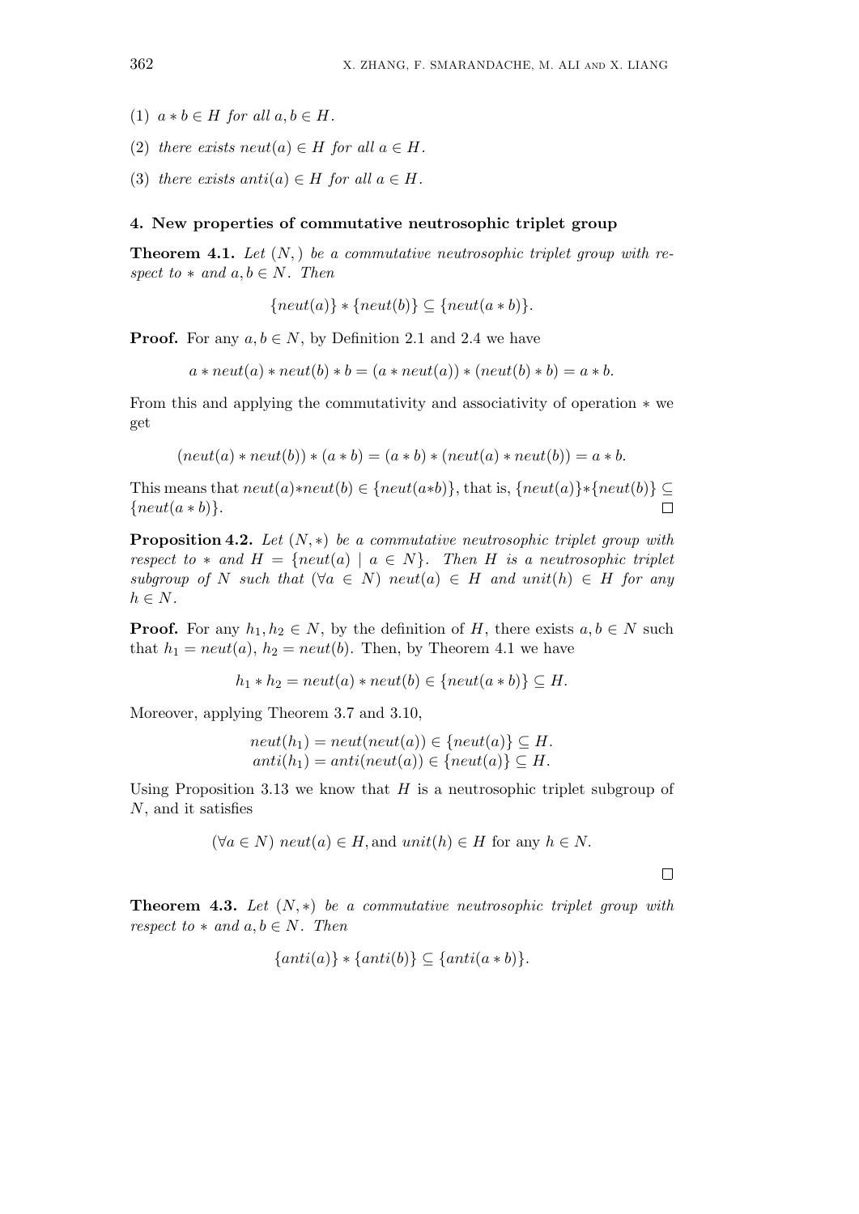(1) $a * b \in H$ *for all* $a, b \in H$.

(2) *there exists* $neut(a) \in H$ *for all* $a \in H$.

(3) *there exists* $anti(a) \in H$ *for all* $a \in H$.

## 4. New properties of commutative neutrosophic triplet group

**Theorem 4.1.** *Let* $(N, )$ *be a commutative neutrosophic triplet group with respect to* $*$ *and* $a, b \in N$. *Then*

$$\{neut(a)\} * \{neut(b)\} \subseteq \{neut(a * b)\}.$$

**Proof.** For any $a, b \in N$, by Definition 2.1 and 2.4 we have

$$a * neut(a) * neut(b) * b = (a * neut(a)) * (neut(b) * b) = a * b.$$

From this and applying the commutativity and associativity of operation $*$ we get

$$(neut(a) * neut(b)) * (a * b) = (a * b) * (neut(a) * neut(b)) = a * b.$$

This means that $neut(a)*neut(b) \in \{neut(a*b)\}$, that is, $\{neut(a)\}*\{neut(b)\} \subseteq \{neut(a * b)\}$. □

**Proposition 4.2.** *Let* $(N, *)$ *be a commutative neutrosophic triplet group with respect to* $*$ *and* $H = \{neut(a) \mid a \in N\}$. *Then* $H$ *is a neutrosophic triplet subgroup of* $N$ *such that* $(\forall a \in N)$ $neut(a) \in H$ *and* $unit(h) \in H$ *for any* $h \in N$.

**Proof.** For any $h_1, h_2 \in N$, by the definition of $H$, there exists $a, b \in N$ such that $h_1 = neut(a)$, $h_2 = neut(b)$. Then, by Theorem 4.1 we have

$$h_1 * h_2 = neut(a) * neut(b) \in \{neut(a * b)\} \subseteq H.$$

Moreover, applying Theorem 3.7 and 3.10,

$$neut(h_1) = neut(neut(a)) \in \{neut(a)\} \subseteq H.$$
$$anti(h_1) = anti(neut(a)) \in \{neut(a)\} \subseteq H.$$

Using Proposition 3.13 we know that $H$ is a neutrosophic triplet subgroup of $N$, and it satisfies

$$(\forall a \in N) \; neut(a) \in H, \text{and } unit(h) \in H \text{ for any } h \in N.$$

□

**Theorem 4.3.** *Let* $(N, *)$ *be a commutative neutrosophic triplet group with respect to* $*$ *and* $a, b \in N$. *Then*

$$\{anti(a)\} * \{anti(b)\} \subseteq \{anti(a * b)\}.$$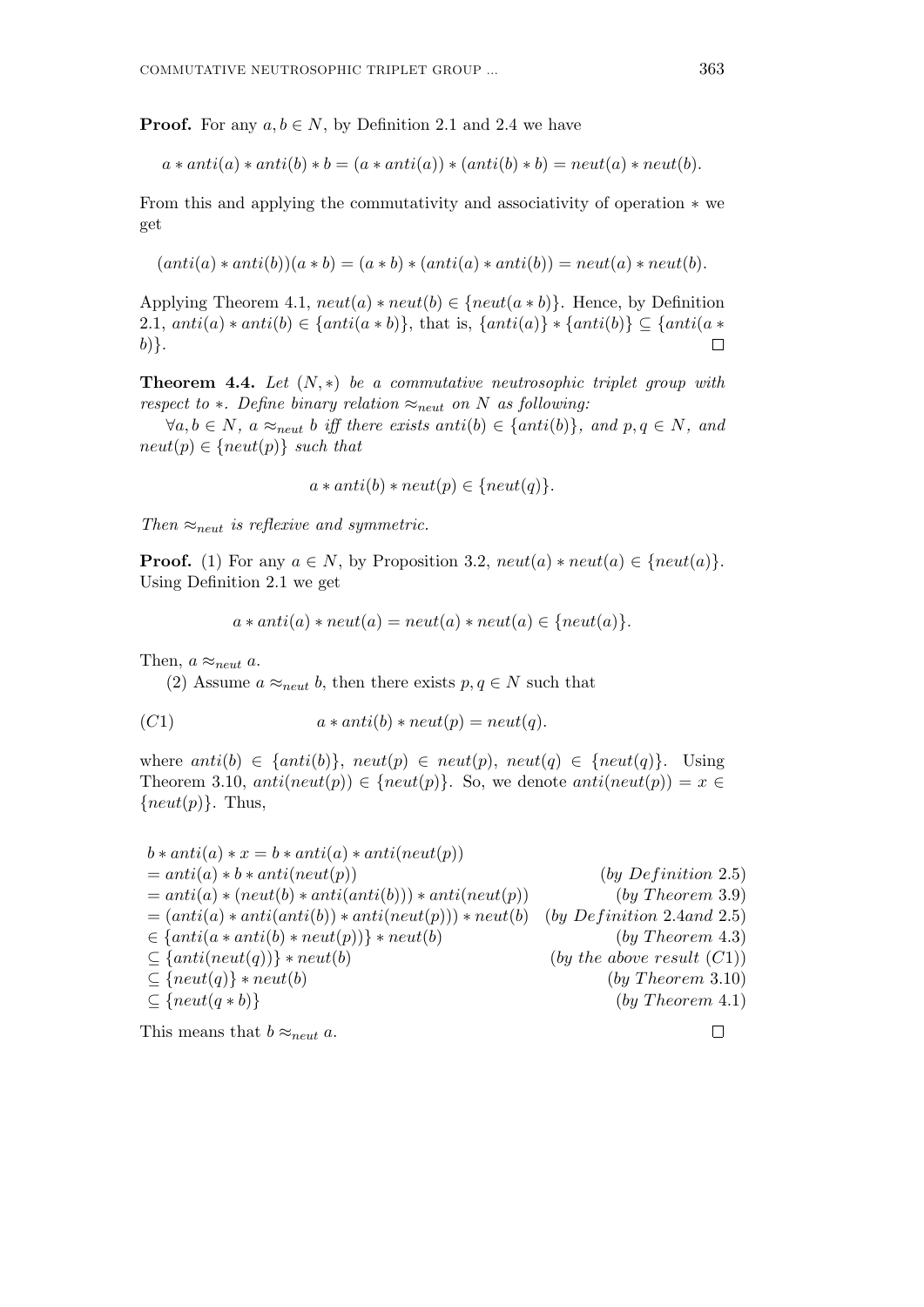**Proof.** For any $a, b \in N$, by Definition 2.1 and 2.4 we have

$$a * anti(a) * anti(b) * b = (a * anti(a)) * (anti(b) * b) = neut(a) * neut(b).$$

From this and applying the commutativity and associativity of operation $*$ we get

$$(anti(a) * anti(b))(a * b) = (a * b) * (anti(a) * anti(b)) = neut(a) * neut(b).$$

Applying Theorem 4.1, $neut(a) * neut(b) \in \{neut(a * b)\}$. Hence, by Definition 2.1, $anti(a) * anti(b) \in \{anti(a * b)\}$, that is, $\{anti(a)\} * \{anti(b)\} \subseteq \{anti(a * b)\}$. $\square$

**Theorem 4.4.** *Let $(N, *)$ be a commutative neutrosophic triplet group with respect to $*$. Define binary relation $\approx_{neut}$ on $N$ as following:*

*$\forall a, b \in N$, $a \approx_{neut} b$ iff there exists $anti(b) \in \{anti(b)\}$, and $p, q \in N$, and $neut(p) \in \{neut(p)\}$ such that*

$$a * anti(b) * neut(p) \in \{neut(q)\}.$$

*Then $\approx_{neut}$ is reflexive and symmetric.*

**Proof.** (1) For any $a \in N$, by Proposition 3.2, $neut(a) * neut(a) \in \{neut(a)\}$. Using Definition 2.1 we get

$$a * anti(a) * neut(a) = neut(a) * neut(a) \in \{neut(a)\}.$$

Then, $a \approx_{neut} a$.

(2) Assume $a \approx_{neut} b$, then there exists $p, q \in N$ such that

$$(C1) \qquad\qquad a * anti(b) * neut(p) = neut(q).$$

where $anti(b) \in \{anti(b)\}$, $neut(p) \in neut(p)$, $neut(q) \in \{neut(q)\}$. Using Theorem 3.10, $anti(neut(p)) \in \{neut(p)\}$. So, we denote $anti(neut(p)) = x \in \{neut(p)\}$. Thus,

$$\begin{aligned}
& b * anti(a) * x = b * anti(a) * anti(neut(p)) \\
& = anti(a) * b * anti(neut(p)) && (by\ Definition\ 2.5) \\
& = anti(a) * (neut(b) * anti(anti(b))) * anti(neut(p)) && (by\ Theorem\ 3.9) \\
& = (anti(a) * anti(anti(b)) * anti(neut(p))) * neut(b) && (by\ Definition\ 2.4 and\ 2.5) \\
& \in \{anti(a * anti(b) * neut(p))\} * neut(b) && (by\ Theorem\ 4.3) \\
& \subseteq \{anti(neut(q))\} * neut(b) && (by\ the\ above\ result\ (C1)) \\
& \subseteq \{neut(q)\} * neut(b) && (by\ Theorem\ 3.10) \\
& \subseteq \{neut(q * b)\} && (by\ Theorem\ 4.1)
\end{aligned}$$

This means that $b \approx_{neut} a$. $\square$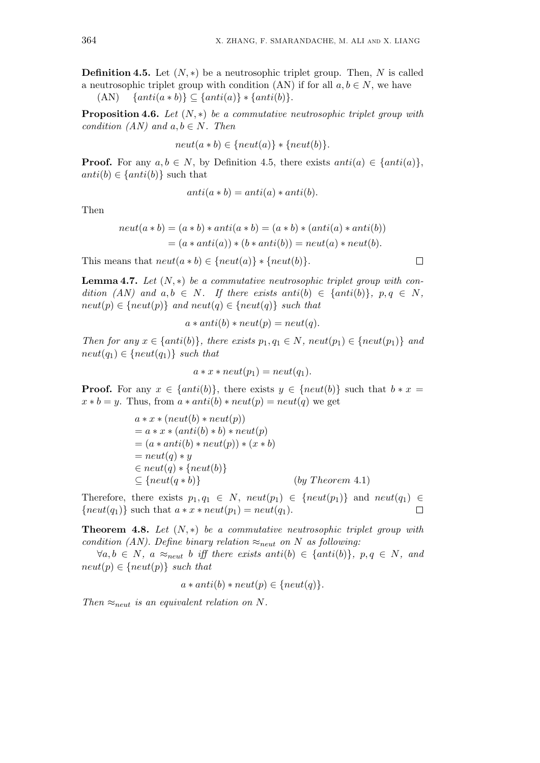**Definition 4.5.** Let $(N, *)$ be a neutrosophic triplet group. Then, $N$ is called a neutrosophic triplet group with condition (AN) if for all $a, b \in N$, we have

(AN) $\quad \{anti(a * b)\} \subseteq \{anti(a)\} * \{anti(b)\}$.

**Proposition 4.6.** *Let $(N, *)$ be a commutative neutrosophic triplet group with condition (AN) and $a, b \in N$. Then*

$$neut(a * b) \in \{neut(a)\} * \{neut(b)\}.$$

**Proof.** For any $a, b \in N$, by Definition 4.5, there exists $anti(a) \in \{anti(a)\}$, $anti(b) \in \{anti(b)\}$ such that

$$anti(a * b) = anti(a) * anti(b).$$

Then

$$\begin{aligned} neut(a * b) &= (a * b) * anti(a * b) = (a * b) * (anti(a) * anti(b)) \\ &= (a * anti(a)) * (b * anti(b)) = neut(a) * neut(b). \end{aligned}$$

This means that $neut(a * b) \in \{neut(a)\} * \{neut(b)\}$. □

**Lemma 4.7.** *Let $(N, *)$ be a commutative neutrosophic triplet group with condition (AN) and $a, b \in N$. If there exists $anti(b) \in \{anti(b)\}$, $p, q \in N$, $neut(p) \in \{neut(p)\}$ and $neut(q) \in \{neut(q)\}$ such that*

$$a * anti(b) * neut(p) = neut(q).$$

*Then for any $x \in \{anti(b)\}$, there exists $p_1, q_1 \in N$, $neut(p_1) \in \{neut(p_1)\}$ and $neut(q_1) \in \{neut(q_1)\}$ such that*

$$a * x * neut(p_1) = neut(q_1).$$

**Proof.** For any $x \in \{anti(b)\}$, there exists $y \in \{neut(b)\}$ such that $b * x = x * b = y$. Thus, from $a * anti(b) * neut(p) = neut(q)$ we get

$$\begin{aligned} & a * x * (neut(b) * neut(p)) \\ &= a * x * (anti(b) * b) * neut(p) \\ &= (a * anti(b) * neut(p)) * (x * b) \\ &= neut(q) * y \\ &\in neut(q) * \{neut(b)\} \\ &\subseteq \{neut(q * b)\} \qquad \text{(by Theorem 4.1)} \end{aligned}$$

Therefore, there exists $p_1, q_1 \in N$, $neut(p_1) \in \{neut(p_1)\}$ and $neut(q_1) \in \{neut(q_1)\}$ such that $a * x * neut(p_1) = neut(q_1)$. □

**Theorem 4.8.** *Let $(N, *)$ be a commutative neutrosophic triplet group with condition (AN). Define binary relation $\approx_{neut}$ on $N$ as following:*

*$\forall a, b \in N$, $a \approx_{neut} b$ iff there exists $anti(b) \in \{anti(b)\}$, $p, q \in N$, and $neut(p) \in \{neut(p)\}$ such that*

$$a * anti(b) * neut(p) \in \{neut(q)\}.$$

*Then $\approx_{neut}$ is an equivalent relation on $N$.*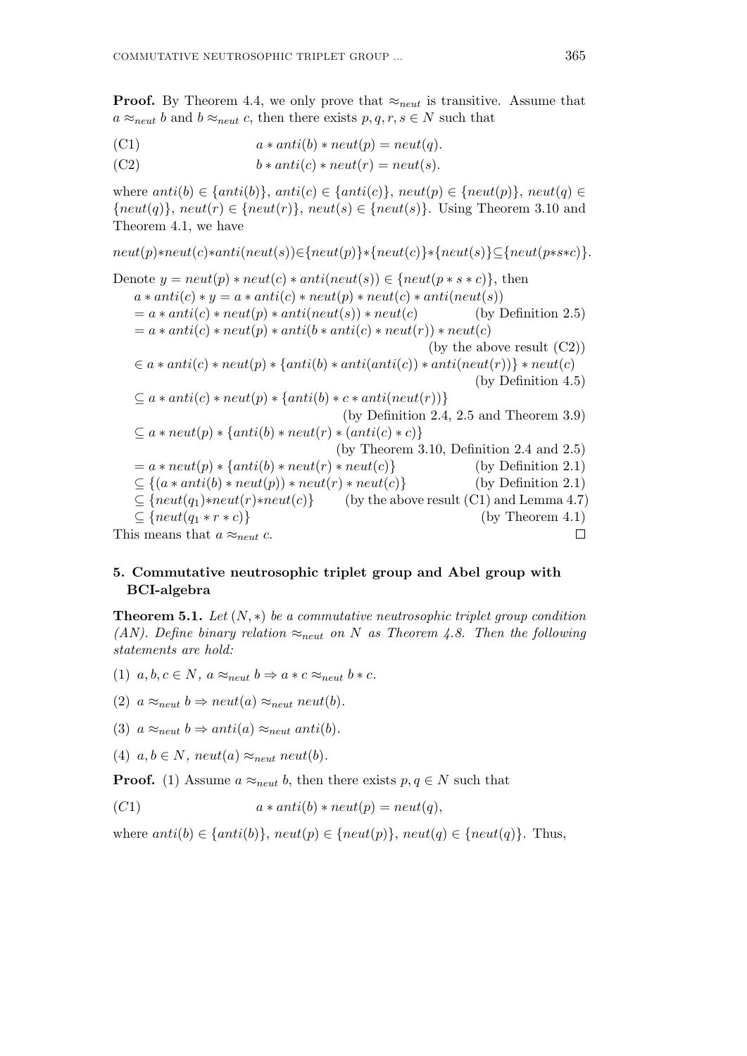**Proof.** By Theorem 4.4, we only prove that $\approx_{neut}$ is transitive. Assume that $a \approx_{neut} b$ and $b \approx_{neut} c$, then there exists $p, q, r, s \in N$ such that

$$\text{(C1)} \qquad a * anti(b) * neut(p) = neut(q).$$

$$\text{(C2)} \qquad b * anti(c) * neut(r) = neut(s).$$

where $anti(b) \in \{anti(b)\}$, $anti(c) \in \{anti(c)\}$, $neut(p) \in \{neut(p)\}$, $neut(q) \in \{neut(q)\}$, $neut(r) \in \{neut(r)\}$, $neut(s) \in \{neut(s)\}$. Using Theorem 3.10 and Theorem 4.1, we have

$$neut(p)*neut(c)*anti(neut(s)) \in \{neut(p)\}*\{neut(c)\}*\{neut(s)\} \subseteq \{neut(p*s*c)\}.$$

Denote $y = neut(p) * neut(c) * anti(neut(s)) \in \{neut(p * s * c)\}$, then

$$\begin{aligned}
&a * anti(c) * y = a * anti(c) * neut(p) * neut(c) * anti(neut(s)) \\
&= a * anti(c) * neut(p) * anti(neut(s)) * neut(c) \qquad \text{(by Definition 2.5)} \\
&= a * anti(c) * neut(p) * anti(b * anti(c) * neut(r)) * neut(c) \\
&\qquad\qquad\qquad\qquad\qquad\qquad\qquad\qquad \text{(by the above result (C2))} \\
&\in a * anti(c) * neut(p) * \{anti(b) * anti(anti(c)) * anti(neut(r))\} * neut(c) \\
&\qquad\qquad\qquad\qquad\qquad\qquad\qquad\qquad \text{(by Definition 4.5)} \\
&\subseteq a * anti(c) * neut(p) * \{anti(b) * c * anti(neut(r))\} \\
&\qquad\qquad\qquad\qquad\qquad\qquad \text{(by Definition 2.4, 2.5 and Theorem 3.9)} \\
&\subseteq a * neut(p) * \{anti(b) * neut(r) * (anti(c) * c)\} \\
&\qquad\qquad\qquad\qquad\qquad\qquad \text{(by Theorem 3.10, Definition 2.4 and 2.5)} \\
&= a * neut(p) * \{anti(b) * neut(r) * neut(c)\} \qquad \text{(by Definition 2.1)} \\
&\subseteq \{(a * anti(b) * neut(p)) * neut(r) * neut(c)\} \qquad \text{(by Definition 2.1)} \\
&\subseteq \{neut(q_1)*neut(r)*neut(c)\} \qquad \text{(by the above result (C1) and Lemma 4.7)} \\
&\subseteq \{neut(q_1 * r * c)\} \qquad \text{(by Theorem 4.1)}
\end{aligned}$$

This means that $a \approx_{neut} c$. $\square$

## 5. Commutative neutrosophic triplet group and Abel group with BCI-algebra

**Theorem 5.1.** *Let $(N, *)$ be a commutative neutrosophic triplet group condition (AN). Define binary relation $\approx_{neut}$ on $N$ as Theorem 4.8. Then the following statements are hold:*

(1) $a, b, c \in N$, $a \approx_{neut} b \Rightarrow a * c \approx_{neut} b * c$.

(2) $a \approx_{neut} b \Rightarrow neut(a) \approx_{neut} neut(b)$.

(3) $a \approx_{neut} b \Rightarrow anti(a) \approx_{neut} anti(b)$.

(4) $a, b \in N$, $neut(a) \approx_{neut} neut(b)$.

**Proof.** (1) Assume $a \approx_{neut} b$, then there exists $p, q \in N$ such that

$$(C1) \qquad a * anti(b) * neut(p) = neut(q),$$

where $anti(b) \in \{anti(b)\}$, $neut(p) \in \{neut(p)\}$, $neut(q) \in \{neut(q)\}$. Thus,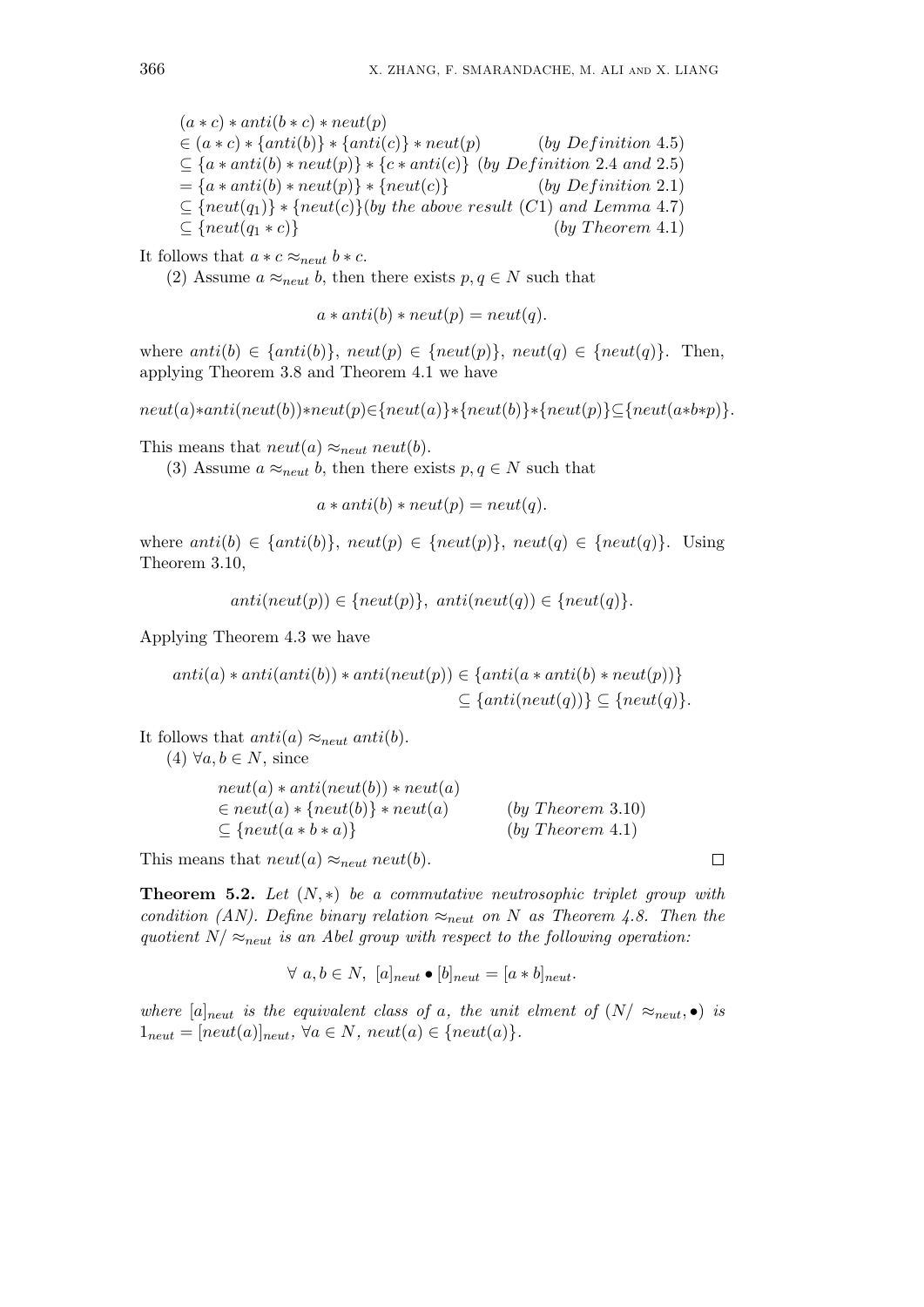$$
\begin{aligned}
&(a * c) * anti(b * c) * neut(p) \\
&\in (a * c) * \{anti(b)\} * \{anti(c)\} * neut(p) \qquad (by\ Definition\ 4.5) \\
&\subseteq \{a * anti(b) * neut(p)\} * \{c * anti(c)\}\ (by\ Definition\ 2.4\ and\ 2.5) \\
&= \{a * anti(b) * neut(p)\} * \{neut(c)\} \qquad (by\ Definition\ 2.1) \\
&\subseteq \{neut(q_1)\} * \{neut(c)\} (by\ the\ above\ result\ (C1)\ and\ Lemma\ 4.7) \\
&\subseteq \{neut(q_1 * c)\} \qquad (by\ Theorem\ 4.1)
\end{aligned}
$$

It follows that $a * c \approx_{neut} b * c$.

(2) Assume $a \approx_{neut} b$, then there exists $p, q \in N$ such that

$$a * anti(b) * neut(p) = neut(q).$$

where $anti(b) \in \{anti(b)\}$, $neut(p) \in \{neut(p)\}$, $neut(q) \in \{neut(q)\}$. Then, applying Theorem 3.8 and Theorem 4.1 we have

$$neut(a)*anti(neut(b))*neut(p) \in \{neut(a)\}*\{neut(b)\}*\{neut(p)\} \subseteq \{neut(a*b*p)\}.$$

This means that $neut(a) \approx_{neut} neut(b)$.

(3) Assume $a \approx_{neut} b$, then there exists $p, q \in N$ such that

$$a * anti(b) * neut(p) = neut(q).$$

where $anti(b) \in \{anti(b)\}$, $neut(p) \in \{neut(p)\}$, $neut(q) \in \{neut(q)\}$. Using Theorem 3.10,

$$anti(neut(p)) \in \{neut(p)\},\ anti(neut(q)) \in \{neut(q)\}.$$

Applying Theorem 4.3 we have

$$
\begin{aligned}
anti(a) * anti(anti(b)) * anti(neut(p)) &\in \{anti(a * anti(b) * neut(p))\} \\
&\subseteq \{anti(neut(q))\} \subseteq \{neut(q)\}.
\end{aligned}
$$

It follows that $anti(a) \approx_{neut} anti(b)$.

(4) $\forall a, b \in N$, since

$$
\begin{aligned}
&neut(a) * anti(neut(b)) * neut(a) \\
&\in neut(a) * \{neut(b)\} * neut(a) \qquad (by\ Theorem\ 3.10) \\
&\subseteq \{neut(a * b * a)\} \qquad (by\ Theorem\ 4.1)
\end{aligned}
$$

This means that $neut(a) \approx_{neut} neut(b)$. □

**Theorem 5.2.** *Let $(N, *)$ be a commutative neutrosophic triplet group with condition (AN). Define binary relation $\approx_{neut}$ on $N$ as Theorem 4.8. Then the quotient $N/\approx_{neut}$ is an Abel group with respect to the following operation:*

$$\forall\ a, b \in N,\ [a]_{neut} \bullet [b]_{neut} = [a * b]_{neut}.$$

*where $[a]_{neut}$ is the equivalent class of $a$, the unit elment of $(N/\approx_{neut}, \bullet)$ is $1_{neut} = [neut(a)]_{neut}$, $\forall a \in N$, $neut(a) \in \{neut(a)\}$.*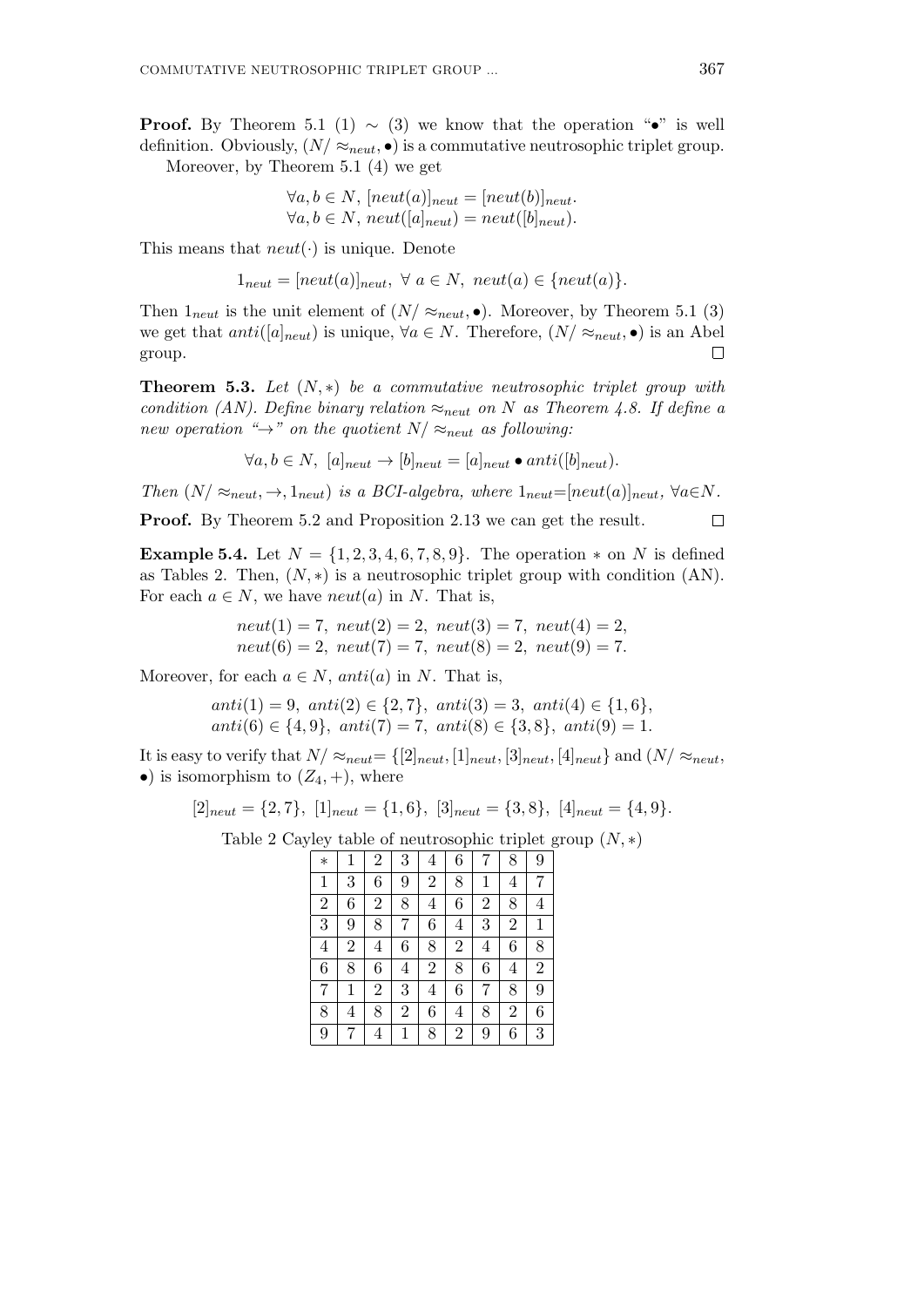**Proof.** By Theorem 5.1 (1) $\sim$ (3) we know that the operation "$\bullet$" is well definition. Obviously, $(N/\approx_{neut}, \bullet)$ is a commutative neutrosophic triplet group.

Moreover, by Theorem 5.1 (4) we get

$$\forall a, b \in N,\ [neut(a)]_{neut} = [neut(b)]_{neut}.$$
$$\forall a, b \in N,\ neut([a]_{neut}) = neut([b]_{neut}).$$

This means that $neut(\cdot)$ is unique. Denote

$$1_{neut} = [neut(a)]_{neut},\ \forall\ a \in N,\ neut(a) \in \{neut(a)\}.$$

Then $1_{neut}$ is the unit element of $(N/\approx_{neut}, \bullet)$. Moreover, by Theorem 5.1 (3) we get that $anti([a]_{neut})$ is unique, $\forall a \in N$. Therefore, $(N/\approx_{neut}, \bullet)$ is an Abel group. □

**Theorem 5.3.** *Let $(N, *)$ be a commutative neutrosophic triplet group with condition (AN). Define binary relation $\approx_{neut}$ on $N$ as Theorem 4.8. If define a new operation "$\rightarrow$" on the quotient $N/\approx_{neut}$ as following:*

$$\forall a, b \in N,\ [a]_{neut} \rightarrow [b]_{neut} = [a]_{neut} \bullet anti([b]_{neut}).$$

*Then $(N/\approx_{neut}, \rightarrow, 1_{neut})$ is a BCI-algebra, where $1_{neut}=[neut(a)]_{neut}$, $\forall a \in N$.*

**Proof.** By Theorem 5.2 and Proposition 2.13 we can get the result. □

**Example 5.4.** Let $N = \{1, 2, 3, 4, 6, 7, 8, 9\}$. The operation $*$ on $N$ is defined as Tables 2. Then, $(N, *)$ is a neutrosophic triplet group with condition (AN). For each $a \in N$, we have $neut(a)$ in $N$. That is,

$$neut(1) = 7,\ neut(2) = 2,\ neut(3) = 7,\ neut(4) = 2,$$
$$neut(6) = 2,\ neut(7) = 7,\ neut(8) = 2,\ neut(9) = 7.$$

Moreover, for each $a \in N$, $anti(a)$ in $N$. That is,

$$anti(1) = 9,\ anti(2) \in \{2, 7\},\ anti(3) = 3,\ anti(4) \in \{1, 6\},$$
$$anti(6) \in \{4, 9\},\ anti(7) = 7,\ anti(8) \in \{3, 8\},\ anti(9) = 1.$$

It is easy to verify that $N/\approx_{neut}= \{[2]_{neut}, [1]_{neut}, [3]_{neut}, [4]_{neut}\}$ and $(N/\approx_{neut}, \bullet)$ is isomorphism to $(Z_4, +)$, where

$$[2]_{neut} = \{2, 7\},\ [1]_{neut} = \{1, 6\},\ [3]_{neut} = \{3, 8\},\ [4]_{neut} = \{4, 9\}.$$

Table 2 Cayley table of neutrosophic triplet group $(N, *)$

| $*$ | 1 | 2 | 3 | 4 | 6 | 7 | 8 | 9 |
|---|---|---|---|---|---|---|---|---|
| 1 | 3 | 6 | 9 | 2 | 8 | 1 | 4 | 7 |
| 2 | 6 | 2 | 8 | 4 | 6 | 2 | 8 | 4 |
| 3 | 9 | 8 | 7 | 6 | 4 | 3 | 2 | 1 |
| 4 | 2 | 4 | 6 | 8 | 2 | 4 | 6 | 8 |
| 6 | 8 | 6 | 4 | 2 | 8 | 6 | 4 | 2 |
| 7 | 1 | 2 | 3 | 4 | 6 | 7 | 8 | 9 |
| 8 | 4 | 8 | 2 | 6 | 4 | 8 | 2 | 6 |
| 9 | 7 | 4 | 1 | 8 | 2 | 9 | 6 | 3 |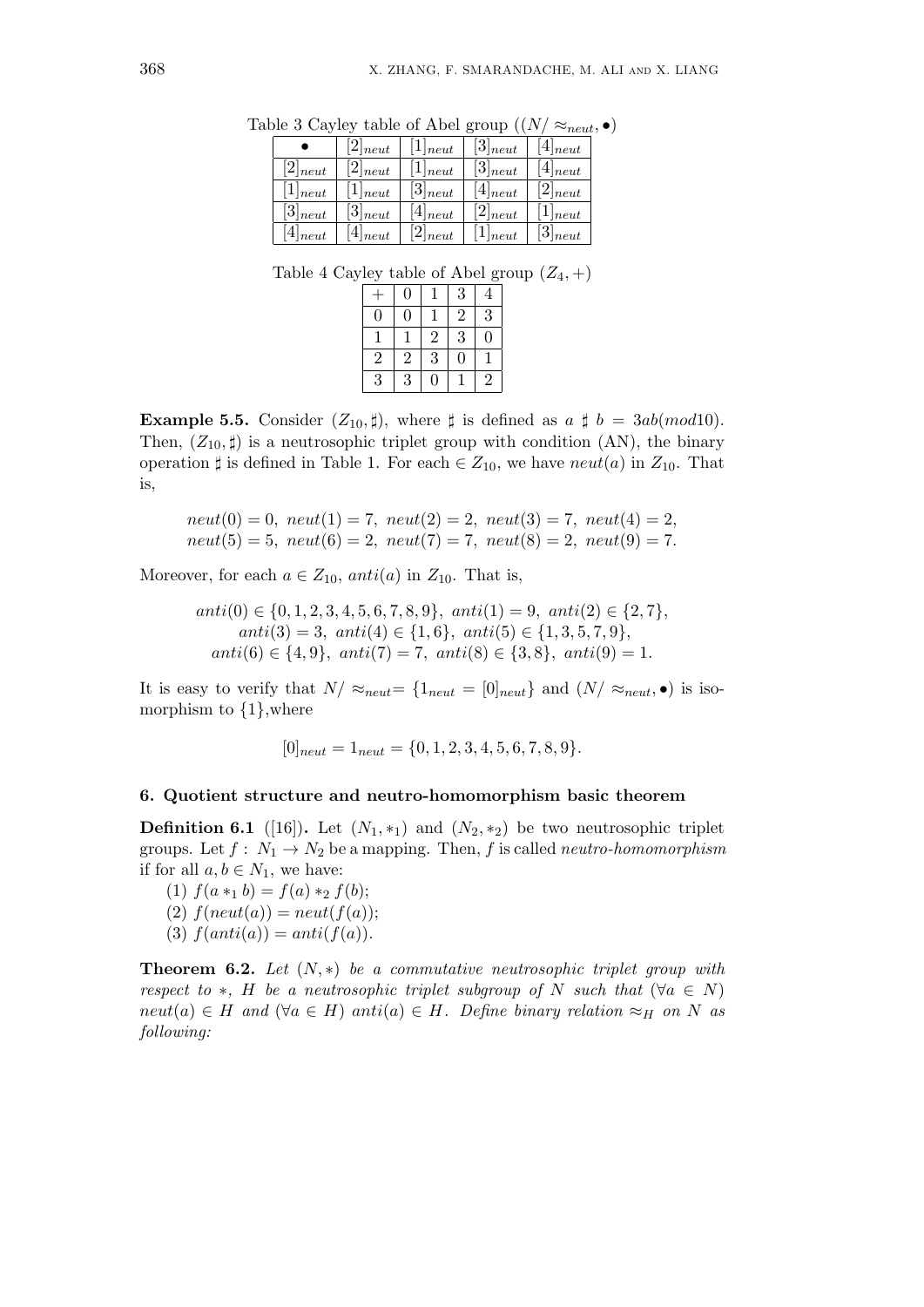Table 3 Cayley table of Abel group $((N/\approx_{neut}, \bullet)$

| $\bullet$ | $[2]_{neut}$ | $[1]_{neut}$ | $[3]_{neut}$ | $[4]_{neut}$ |
|---|---|---|---|---|
| $[2]_{neut}$ | $[2]_{neut}$ | $[1]_{neut}$ | $[3]_{neut}$ | $[4]_{neut}$ |
| $[1]_{neut}$ | $[1]_{neut}$ | $[3]_{neut}$ | $[4]_{neut}$ | $[2]_{neut}$ |
| $[3]_{neut}$ | $[3]_{neut}$ | $[4]_{neut}$ | $[2]_{neut}$ | $[1]_{neut}$ |
| $[4]_{neut}$ | $[4]_{neut}$ | $[2]_{neut}$ | $[1]_{neut}$ | $[3]_{neut}$ |

Table 4 Cayley table of Abel group $(Z_4, +)$

| + | 0 | 1 | 3 | 4 |
|---|---|---|---|---|
| 0 | 0 | 1 | 2 | 3 |
| 1 | 1 | 2 | 3 | 0 |
| 2 | 2 | 3 | 0 | 1 |
| 3 | 3 | 0 | 1 | 2 |

**Example 5.5.** Consider $(Z_{10}, \sharp)$, where $\sharp$ is defined as $a \sharp b = 3ab(mod 10)$. Then, $(Z_{10}, \sharp)$ is a neutrosophic triplet group with condition (AN), the binary operation $\sharp$ is defined in Table 1. For each $\in Z_{10}$, we have $neut(a)$ in $Z_{10}$. That is,

$$neut(0) = 0,\ neut(1) = 7,\ neut(2) = 2,\ neut(3) = 7,\ neut(4) = 2,$$
$$neut(5) = 5,\ neut(6) = 2,\ neut(7) = 7,\ neut(8) = 2,\ neut(9) = 7.$$

Moreover, for each $a \in Z_{10}$, $anti(a)$ in $Z_{10}$. That is,

$$anti(0) \in \{0, 1, 2, 3, 4, 5, 6, 7, 8, 9\},\ anti(1) = 9,\ anti(2) \in \{2, 7\},$$
$$anti(3) = 3,\ anti(4) \in \{1, 6\},\ anti(5) \in \{1, 3, 5, 7, 9\},$$
$$anti(6) \in \{4, 9\},\ anti(7) = 7,\ anti(8) \in \{3, 8\},\ anti(9) = 1.$$

It is easy to verify that $N/\approx_{neut} = \{1_{neut} = [0]_{neut}\}$ and $(N/\approx_{neut}, \bullet)$ is isomorphism to $\{1\}$,where

$$[0]_{neut} = 1_{neut} = \{0, 1, 2, 3, 4, 5, 6, 7, 8, 9\}.$$

## 6. Quotient structure and neutro-homomorphism basic theorem

**Definition 6.1** ([16]). Let $(N_1, *_1)$ and $(N_2, *_2)$ be two neutrosophic triplet groups. Let $f: N_1 \to N_2$ be a mapping. Then, $f$ is called *neutro-homomorphism* if for all $a, b \in N_1$, we have:

(1) $f(a *_1 b) = f(a) *_2 f(b)$;

(2) $f(neut(a)) = neut(f(a))$;

(3) $f(anti(a)) = anti(f(a))$.

**Theorem 6.2.** *Let $(N, *)$ be a commutative neutrosophic triplet group with respect to $*$, $H$ be a neutrosophic triplet subgroup of $N$ such that $(\forall a \in N)$ $neut(a) \in H$ and $(\forall a \in H)$ $anti(a) \in H$. Define binary relation $\approx_H$ on $N$ as following:*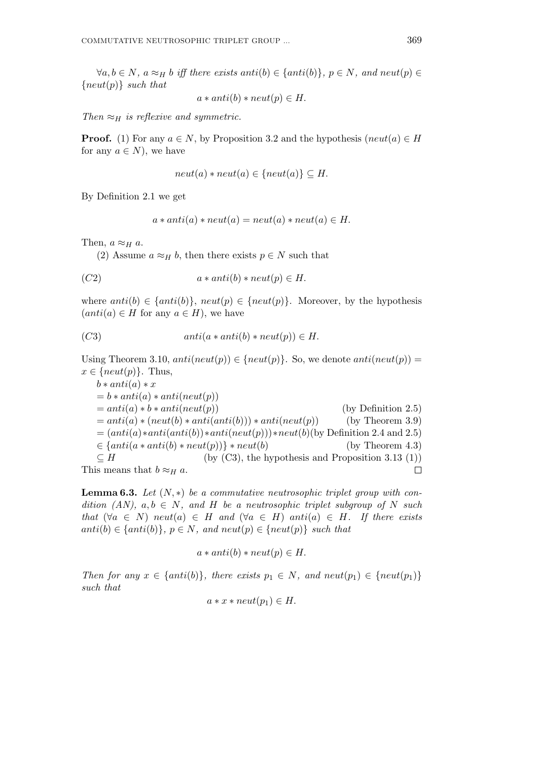*$\forall a, b \in N$, $a \approx_H b$ iff there exists $anti(b) \in \{anti(b)\}$, $p \in N$, and $neut(p) \in \{neut(p)\}$ such that*

$$a * anti(b) * neut(p) \in H.$$

*Then $\approx_H$ is reflexive and symmetric.*

**Proof.** (1) For any $a \in N$, by Proposition 3.2 and the hypothesis ($neut(a) \in H$ for any $a \in N$), we have

$$neut(a) * neut(a) \in \{neut(a)\} \subseteq H.$$

By Definition 2.1 we get

$$a * anti(a) * neut(a) = neut(a) * neut(a) \in H.$$

Then, $a \approx_H a$.

(2) Assume $a \approx_H b$, then there exists $p \in N$ such that

$$(C2) \qquad a * anti(b) * neut(p) \in H.$$

where $anti(b) \in \{anti(b)\}$, $neut(p) \in \{neut(p)\}$. Moreover, by the hypothesis ($anti(a) \in H$ for any $a \in H$), we have

$$(C3) \qquad anti(a * anti(b) * neut(p)) \in H.$$

Using Theorem 3.10, $anti(neut(p)) \in \{neut(p)\}$. So, we denote $anti(neut(p)) = x \in \{neut(p)\}$. Thus,

$b * anti(a) * x$
$= b * anti(a) * anti(neut(p))$
$= anti(a) * b * anti(neut(p))$ (by Definition 2.5)
$= anti(a) * (neut(b) * anti(anti(b))) * anti(neut(p))$ (by Theorem 3.9)
$= (anti(a) * anti(anti(b)) * anti(neut(p))) * neut(b)$ (by Definition 2.4 and 2.5)
$\in \{anti(a * anti(b) * neut(p))\} * neut(b)$ (by Theorem 4.3)
$\subseteq H$ (by (C3), the hypothesis and Proposition 3.13 (1))

This means that $b \approx_H a$. $\square$

**Lemma 6.3.** *Let $(N, *)$ be a commutative neutrosophic triplet group with condition (AN), $a, b \in N$, and $H$ be a neutrosophic triplet subgroup of $N$ such that $(\forall a \in N)$ $neut(a) \in H$ and $(\forall a \in H)$ $anti(a) \in H$. If there exists $anti(b) \in \{anti(b)\}$, $p \in N$, and $neut(p) \in \{neut(p)\}$ such that*

$$a * anti(b) * neut(p) \in H.$$

*Then for any $x \in \{anti(b)\}$, there exists $p_1 \in N$, and $neut(p_1) \in \{neut(p_1)\}$ such that*

$$a * x * neut(p_1) \in H.$$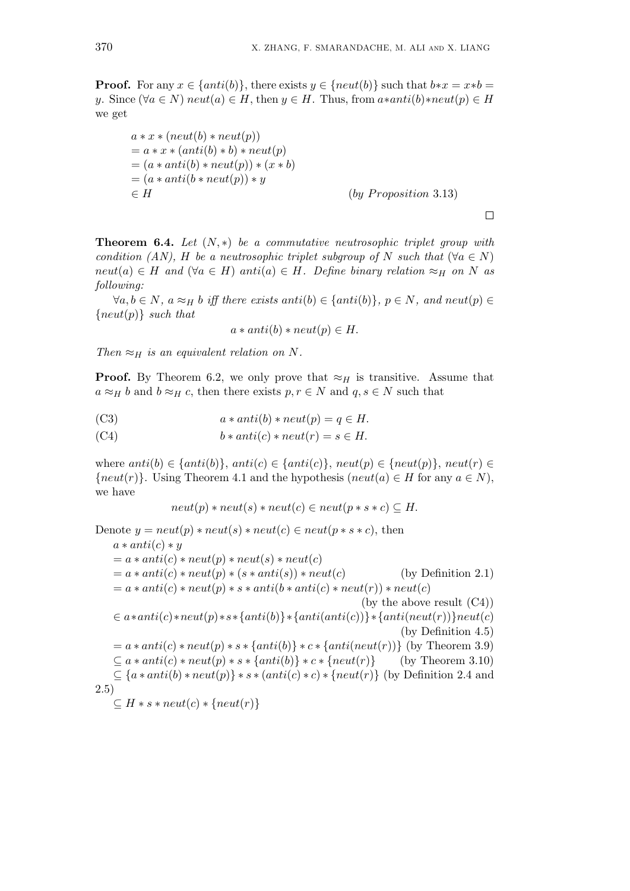**Proof.** For any $x \in \{anti(b)\}$, there exists $y \in \{neut(b)\}$ such that $b*x = x*b = y$. Since $(\forall a \in N)\ neut(a) \in H$, then $y \in H$. Thus, from $a*anti(b)*neut(p) \in H$ we get

$$
\begin{aligned}
& a * x * (neut(b) * neut(p)) \\
&= a * x * (anti(b) * b) * neut(p) \\
&= (a * anti(b) * neut(p)) * (x * b) \\
&= (a * anti(b * neut(p)) * y \\
&\in H \qquad\qquad\qquad\qquad\qquad\qquad (by\ Proposition\ 3.13)
\end{aligned}
$$

□

**Theorem 6.4.** *Let $(N, *)$ be a commutative neutrosophic triplet group with condition (AN), $H$ be a neutrosophic triplet subgroup of $N$ such that $(\forall a \in N)$ $neut(a) \in H$ and $(\forall a \in H)$ $anti(a) \in H$. Define binary relation $\approx_H$ on $N$ as following:*

*$\forall a, b \in N$, $a \approx_H b$ iff there exists $anti(b) \in \{anti(b)\}$, $p \in N$, and $neut(p) \in \{neut(p)\}$ such that*

$$a * anti(b) * neut(p) \in H.$$

*Then $\approx_H$ is an equivalent relation on $N$.*

**Proof.** By Theorem 6.2, we only prove that $\approx_H$ is transitive. Assume that $a \approx_H b$ and $b \approx_H c$, then there exists $p, r \in N$ and $q, s \in N$ such that

$$a * anti(b) * neut(p) = q \in H. \tag{C3}$$

$$b * anti(c) * neut(r) = s \in H. \tag{C4}$$

where $anti(b) \in \{anti(b)\}$, $anti(c) \in \{anti(c)\}$, $neut(p) \in \{neut(p)\}$, $neut(r) \in \{neut(r)\}$. Using Theorem 4.1 and the hypothesis ($neut(a) \in H$ for any $a \in N$), we have

$$neut(p) * neut(s) * neut(c) \in neut(p * s * c) \subseteq H.$$

Denote $y = neut(p) * neut(s) * neut(c) \in neut(p * s * c)$, then

$$
\begin{aligned}
& a * anti(c) * y \\
&= a * anti(c) * neut(p) * neut(s) * neut(c) \\
&= a * anti(c) * neut(p) * (s * anti(s)) * neut(c) \qquad \text{(by Definition 2.1)} \\
&= a * anti(c) * neut(p) * s * anti(b * anti(c) * neut(r)) * neut(c) \\
&\qquad\qquad\qquad\qquad\qquad\qquad\qquad\qquad \text{(by the above result (C4))} \\
&\in a*anti(c)*neut(p)*s*\{anti(b)\}*\{anti(anti(c))\}*\{anti(neut(r))\}neut(c) \\
&\qquad\qquad\qquad\qquad\qquad\qquad\qquad\qquad \text{(by Definition 4.5)} \\
&= a * anti(c) * neut(p) * s * \{anti(b)\} * c * \{anti(neut(r))\} \ \text{(by Theorem 3.9)} \\
&\subseteq a * anti(c) * neut(p) * s * \{anti(b)\} * c * \{neut(r)\} \qquad \text{(by Theorem 3.10)} \\
&\subseteq \{a * anti(b) * neut(p)\} * s * (anti(c) * c) * \{neut(r)\} \ \text{(by Definition 2.4 and 2.5)} \\
&\subseteq H * s * neut(c) * \{neut(r)\}
\end{aligned}
$$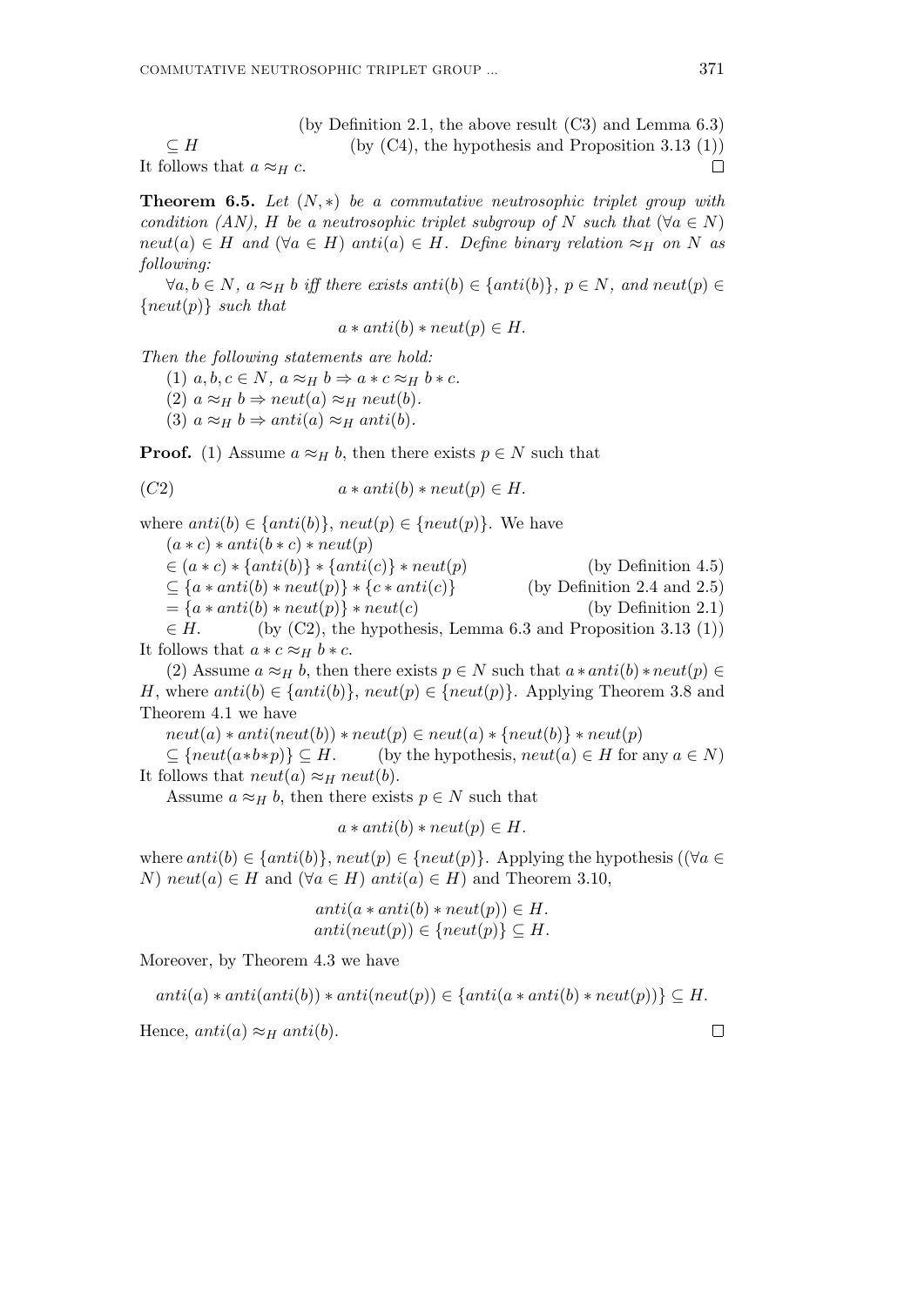(by Definition 2.1, the above result (C3) and Lemma 6.3)

$\subseteq H$ (by (C4), the hypothesis and Proposition 3.13 (1))

It follows that $a \approx_H c$. $\square$

**Theorem 6.5.** *Let $(N, *)$ be a commutative neutrosophic triplet group with condition (AN), $H$ be a neutrosophic triplet subgroup of $N$ such that $(\forall a \in N)$ $neut(a) \in H$ and $(\forall a \in H)$ $anti(a) \in H$. Define binary relation $\approx_H$ on $N$ as following:*

*$\forall a, b \in N$, $a \approx_H b$ iff there exists $anti(b) \in \{anti(b)\}$, $p \in N$, and $neut(p) \in \{neut(p)\}$ such that*

$$a * anti(b) * neut(p) \in H.$$

*Then the following statements are hold:*

*(1) $a, b, c \in N$, $a \approx_H b \Rightarrow a * c \approx_H b * c$.*

*(2) $a \approx_H b \Rightarrow neut(a) \approx_H neut(b)$.*

*(3) $a \approx_H b \Rightarrow anti(a) \approx_H anti(b)$.*

**Proof.** (1) Assume $a \approx_H b$, then there exists $p \in N$ such that

$$(C2) \qquad a * anti(b) * neut(p) \in H.$$

where $anti(b) \in \{anti(b)\}$, $neut(p) \in \{neut(p)\}$. We have

$(a * c) * anti(b * c) * neut(p)$

$\in (a * c) * \{anti(b)\} * \{anti(c)\} * neut(p)$ (by Definition 4.5)

$\subseteq \{a * anti(b) * neut(p)\} * \{c * anti(c)\}$ (by Definition 2.4 and 2.5)

$= \{a * anti(b) * neut(p)\} * neut(c)$ (by Definition 2.1)

$\in H.$ (by (C2), the hypothesis, Lemma 6.3 and Proposition 3.13 (1))

It follows that $a * c \approx_H b * c$.

(2) Assume $a \approx_H b$, then there exists $p \in N$ such that $a * anti(b) * neut(p) \in H$, where $anti(b) \in \{anti(b)\}$, $neut(p) \in \{neut(p)\}$. Applying Theorem 3.8 and Theorem 4.1 we have

$neut(a) * anti(neut(b)) * neut(p) \in neut(a) * \{neut(b)\} * neut(p)$

$\subseteq \{neut(a*b*p)\} \subseteq H.$ (by the hypothesis, $neut(a) \in H$ for any $a \in N$)

It follows that $neut(a) \approx_H neut(b)$.

Assume $a \approx_H b$, then there exists $p \in N$ such that

$$a * anti(b) * neut(p) \in H.$$

where $anti(b) \in \{anti(b)\}$, $neut(p) \in \{neut(p)\}$. Applying the hypothesis ($(\forall a \in N)$ $neut(a) \in H$ and $(\forall a \in H)$ $anti(a) \in H$) and Theorem 3.10,

$$anti(a * anti(b) * neut(p)) \in H.$$
$$anti(neut(p)) \in \{neut(p)\} \subseteq H.$$

Moreover, by Theorem 4.3 we have

$$anti(a) * anti(anti(b)) * anti(neut(p)) \in \{anti(a * anti(b) * neut(p))\} \subseteq H.$$

Hence, $anti(a) \approx_H anti(b)$. $\square$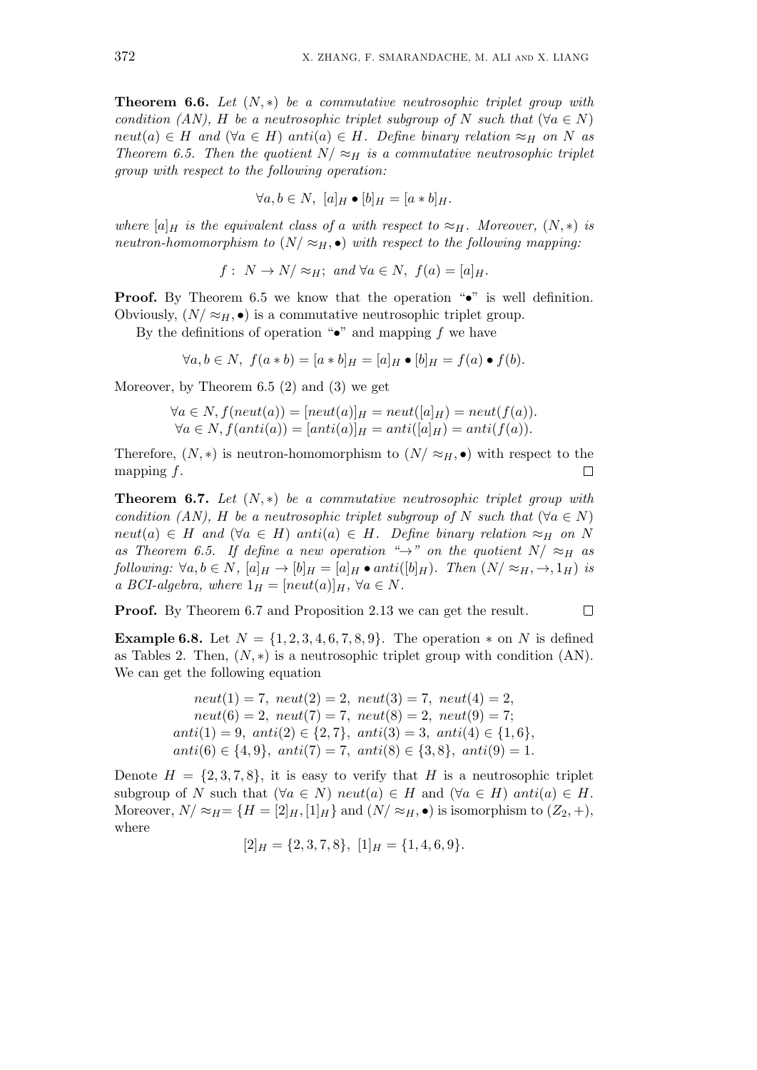**Theorem 6.6.** *Let $(N,*)$ be a commutative neutrosophic triplet group with condition (AN), $H$ be a neutrosophic triplet subgroup of $N$ such that $(\forall a \in N)$ $neut(a) \in H$ and $(\forall a \in H)$ $anti(a) \in H$. Define binary relation $\approx_H$ on $N$ as Theorem 6.5. Then the quotient $N/\approx_H$ is a commutative neutrosophic triplet group with respect to the following operation:*

$$\forall a, b \in N,\ [a]_H \bullet [b]_H = [a * b]_H.$$

*where $[a]_H$ is the equivalent class of $a$ with respect to $\approx_H$. Moreover, $(N,*)$ is neutron-homomorphism to $(N/\approx_H, \bullet)$ with respect to the following mapping:*

$$f:\ N \to N/\approx_H;\ and\ \forall a \in N,\ f(a) = [a]_H.$$

**Proof.** By Theorem 6.5 we know that the operation "$\bullet$" is well definition. Obviously, $(N/\approx_H, \bullet)$ is a commutative neutrosophic triplet group.

By the definitions of operation "$\bullet$" and mapping $f$ we have

$$\forall a, b \in N,\ f(a * b) = [a * b]_H = [a]_H \bullet [b]_H = f(a) \bullet f(b).$$

Moreover, by Theorem 6.5 (2) and (3) we get

$$\forall a \in N, f(neut(a)) = [neut(a)]_H = neut([a]_H) = neut(f(a)).$$
$$\forall a \in N, f(anti(a)) = [anti(a)]_H = anti([a]_H) = anti(f(a)).$$

Therefore, $(N,*)$ is neutron-homomorphism to $(N/\approx_H, \bullet)$ with respect to the mapping $f$. □

**Theorem 6.7.** *Let $(N,*)$ be a commutative neutrosophic triplet group with condition (AN), $H$ be a neutrosophic triplet subgroup of $N$ such that $(\forall a \in N)$ $neut(a) \in H$ and $(\forall a \in H)$ $anti(a) \in H$. Define binary relation $\approx_H$ on $N$ as Theorem 6.5. If define a new operation "$\to$" on the quotient $N/\approx_H$ as following: $\forall a, b \in N$, $[a]_H \to [b]_H = [a]_H \bullet anti([b]_H)$. Then $(N/\approx_H, \to, 1_H)$ is a BCI-algebra, where $1_H = [neut(a)]_H$, $\forall a \in N$.*

**Proof.** By Theorem 6.7 and Proposition 2.13 we can get the result. □

**Example 6.8.** Let $N = \{1, 2, 3, 4, 6, 7, 8, 9\}$. The operation $*$ on $N$ is defined as Tables 2. Then, $(N,*)$ is a neutrosophic triplet group with condition (AN). We can get the following equation

$$neut(1) = 7,\ neut(2) = 2,\ neut(3) = 7,\ neut(4) = 2,$$
$$neut(6) = 2,\ neut(7) = 7,\ neut(8) = 2,\ neut(9) = 7;$$
$$anti(1) = 9,\ anti(2) \in \{2, 7\},\ anti(3) = 3,\ anti(4) \in \{1, 6\},$$
$$anti(6) \in \{4, 9\},\ anti(7) = 7,\ anti(8) \in \{3, 8\},\ anti(9) = 1.$$

Denote $H = \{2, 3, 7, 8\}$, it is easy to verify that $H$ is a neutrosophic triplet subgroup of $N$ such that $(\forall a \in N)$ $neut(a) \in H$ and $(\forall a \in H)$ $anti(a) \in H$. Moreover, $N/\approx_H = \{H = [2]_H, [1]_H\}$ and $(N/\approx_H, \bullet)$ is isomorphism to $(Z_2, +)$, where

$$[2]_H = \{2, 3, 7, 8\},\ [1]_H = \{1, 4, 6, 9\}.$$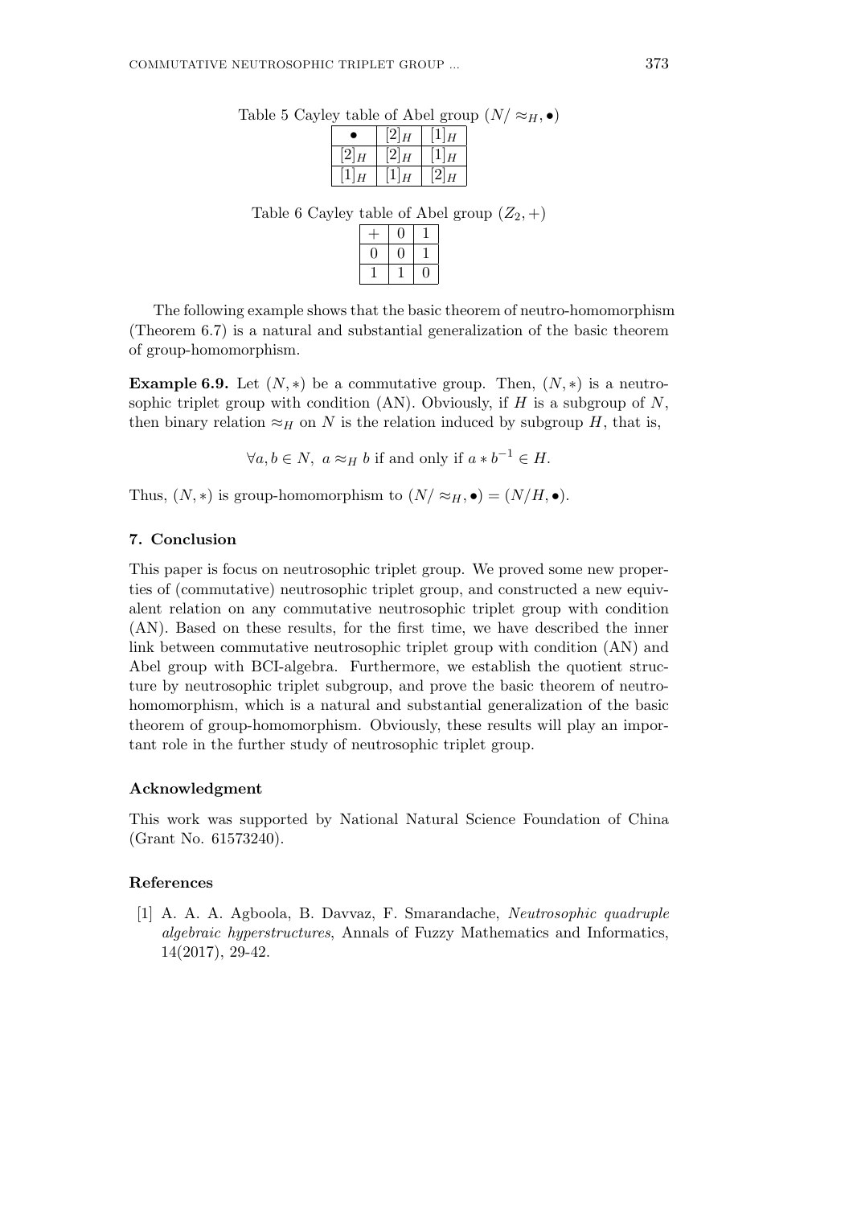Table 5 Cayley table of Abel group $(N/\approx_H, \bullet)$

| $\bullet$ | $[2]_H$ | $[1]_H$ |
|---|---|---|
| $[2]_H$ | $[2]_H$ | $[1]_H$ |
| $[1]_H$ | $[1]_H$ | $[2]_H$ |

Table 6 Cayley table of Abel group $(Z_2, +)$

| $+$ | 0 | 1 |
|---|---|---|
| 0 | 0 | 1 |
| 1 | 1 | 0 |

The following example shows that the basic theorem of neutro-homomorphism (Theorem 6.7) is a natural and substantial generalization of the basic theorem of group-homomorphism.

**Example 6.9.** Let $(N, *)$ be a commutative group. Then, $(N, *)$ is a neutrosophic triplet group with condition (AN). Obviously, if $H$ is a subgroup of $N$, then binary relation $\approx_H$ on $N$ is the relation induced by subgroup $H$, that is,

$$\forall a, b \in N,\ a \approx_H b \text{ if and only if } a * b^{-1} \in H.$$

Thus, $(N, *)$ is group-homomorphism to $(N/\approx_H, \bullet) = (N/H, \bullet)$.

## 7. Conclusion

This paper is focus on neutrosophic triplet group. We proved some new properties of (commutative) neutrosophic triplet group, and constructed a new equivalent relation on any commutative neutrosophic triplet group with condition (AN). Based on these results, for the first time, we have described the inner link between commutative neutrosophic triplet group with condition (AN) and Abel group with BCI-algebra. Furthermore, we establish the quotient structure by neutrosophic triplet subgroup, and prove the basic theorem of neutro-homomorphism, which is a natural and substantial generalization of the basic theorem of group-homomorphism. Obviously, these results will play an important role in the further study of neutrosophic triplet group.

### Acknowledgment

This work was supported by National Natural Science Foundation of China (Grant No. 61573240).

### References

[1] A. A. A. Agboola, B. Davvaz, F. Smarandache, *Neutrosophic quadruple algebraic hyperstructures*, Annals of Fuzzy Mathematics and Informatics, 14(2017), 29-42.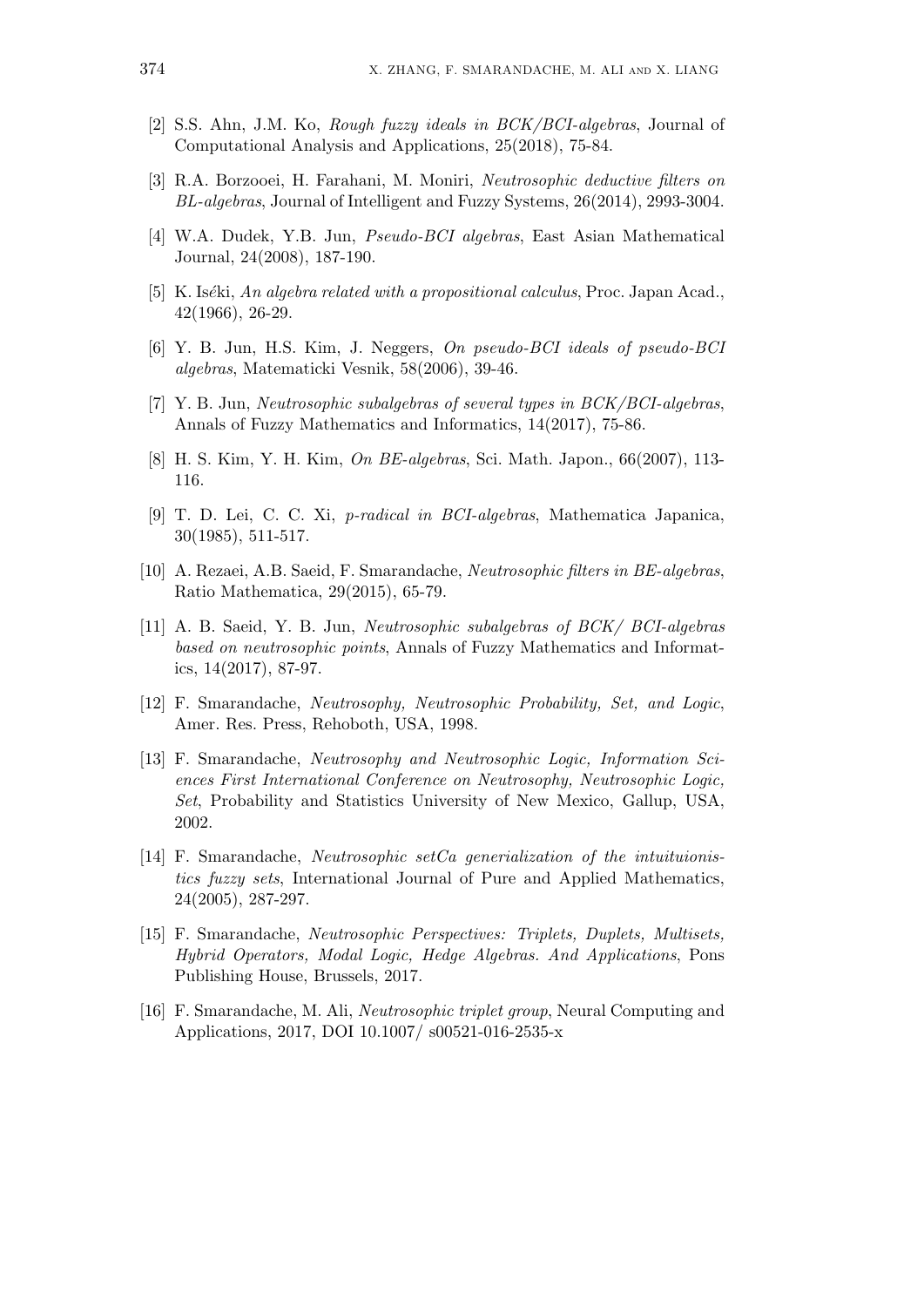[2] S.S. Ahn, J.M. Ko, *Rough fuzzy ideals in BCK/BCI-algebras*, Journal of Computational Analysis and Applications, 25(2018), 75-84.

[3] R.A. Borzooei, H. Farahani, M. Moniri, *Neutrosophic deductive filters on BL-algebras*, Journal of Intelligent and Fuzzy Systems, 26(2014), 2993-3004.

[4] W.A. Dudek, Y.B. Jun, *Pseudo-BCI algebras*, East Asian Mathematical Journal, 24(2008), 187-190.

[5] K. Iséki, *An algebra related with a propositional calculus*, Proc. Japan Acad., 42(1966), 26-29.

[6] Y. B. Jun, H.S. Kim, J. Neggers, *On pseudo-BCI ideals of pseudo-BCI algebras*, Matematicki Vesnik, 58(2006), 39-46.

[7] Y. B. Jun, *Neutrosophic subalgebras of several types in BCK/BCI-algebras*, Annals of Fuzzy Mathematics and Informatics, 14(2017), 75-86.

[8] H. S. Kim, Y. H. Kim, *On BE-algebras*, Sci. Math. Japon., 66(2007), 113-116.

[9] T. D. Lei, C. C. Xi, *p-radical in BCI-algebras*, Mathematica Japanica, 30(1985), 511-517.

[10] A. Rezaei, A.B. Saeid, F. Smarandache, *Neutrosophic filters in BE-algebras*, Ratio Mathematica, 29(2015), 65-79.

[11] A. B. Saeid, Y. B. Jun, *Neutrosophic subalgebras of BCK/ BCI-algebras based on neutrosophic points*, Annals of Fuzzy Mathematics and Informatics, 14(2017), 87-97.

[12] F. Smarandache, *Neutrosophy, Neutrosophic Probability, Set, and Logic*, Amer. Res. Press, Rehoboth, USA, 1998.

[13] F. Smarandache, *Neutrosophy and Neutrosophic Logic, Information Sciences First International Conference on Neutrosophy, Neutrosophic Logic, Set*, Probability and Statistics University of New Mexico, Gallup, USA, 2002.

[14] F. Smarandache, *Neutrosophic setCa generialization of the intuituionistics fuzzy sets*, International Journal of Pure and Applied Mathematics, 24(2005), 287-297.

[15] F. Smarandache, *Neutrosophic Perspectives: Triplets, Duplets, Multisets, Hybrid Operators, Modal Logic, Hedge Algebras. And Applications*, Pons Publishing House, Brussels, 2017.

[16] F. Smarandache, M. Ali, *Neutrosophic triplet group*, Neural Computing and Applications, 2017, DOI 10.1007/ s00521-016-2535-x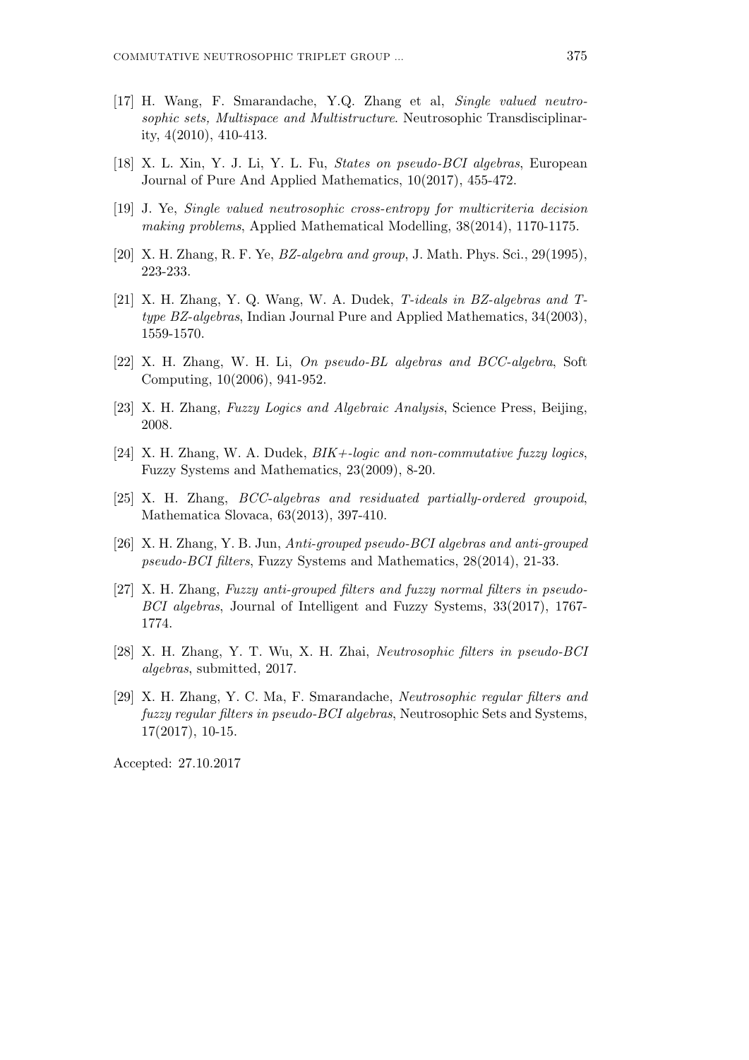[17] H. Wang, F. Smarandache, Y.Q. Zhang et al, *Single valued neutrosophic sets, Multispace and Multistructure*. Neutrosophic Transdisciplinarity, 4(2010), 410-413.

[18] X. L. Xin, Y. J. Li, Y. L. Fu, *States on pseudo-BCI algebras*, European Journal of Pure And Applied Mathematics, 10(2017), 455-472.

[19] J. Ye, *Single valued neutrosophic cross-entropy for multicriteria decision making problems*, Applied Mathematical Modelling, 38(2014), 1170-1175.

[20] X. H. Zhang, R. F. Ye, *BZ-algebra and group*, J. Math. Phys. Sci., 29(1995), 223-233.

[21] X. H. Zhang, Y. Q. Wang, W. A. Dudek, *T-ideals in BZ-algebras and T-type BZ-algebras*, Indian Journal Pure and Applied Mathematics, 34(2003), 1559-1570.

[22] X. H. Zhang, W. H. Li, *On pseudo-BL algebras and BCC-algebra*, Soft Computing, 10(2006), 941-952.

[23] X. H. Zhang, *Fuzzy Logics and Algebraic Analysis*, Science Press, Beijing, 2008.

[24] X. H. Zhang, W. A. Dudek, *BIK+-logic and non-commutative fuzzy logics*, Fuzzy Systems and Mathematics, 23(2009), 8-20.

[25] X. H. Zhang, *BCC-algebras and residuated partially-ordered groupoid*, Mathematica Slovaca, 63(2013), 397-410.

[26] X. H. Zhang, Y. B. Jun, *Anti-grouped pseudo-BCI algebras and anti-grouped pseudo-BCI filters*, Fuzzy Systems and Mathematics, 28(2014), 21-33.

[27] X. H. Zhang, *Fuzzy anti-grouped filters and fuzzy normal filters in pseudo-BCI algebras*, Journal of Intelligent and Fuzzy Systems, 33(2017), 1767-1774.

[28] X. H. Zhang, Y. T. Wu, X. H. Zhai, *Neutrosophic filters in pseudo-BCI algebras*, submitted, 2017.

[29] X. H. Zhang, Y. C. Ma, F. Smarandache, *Neutrosophic regular filters and fuzzy regular filters in pseudo-BCI algebras*, Neutrosophic Sets and Systems, 17(2017), 10-15.

Accepted: 27.10.2017